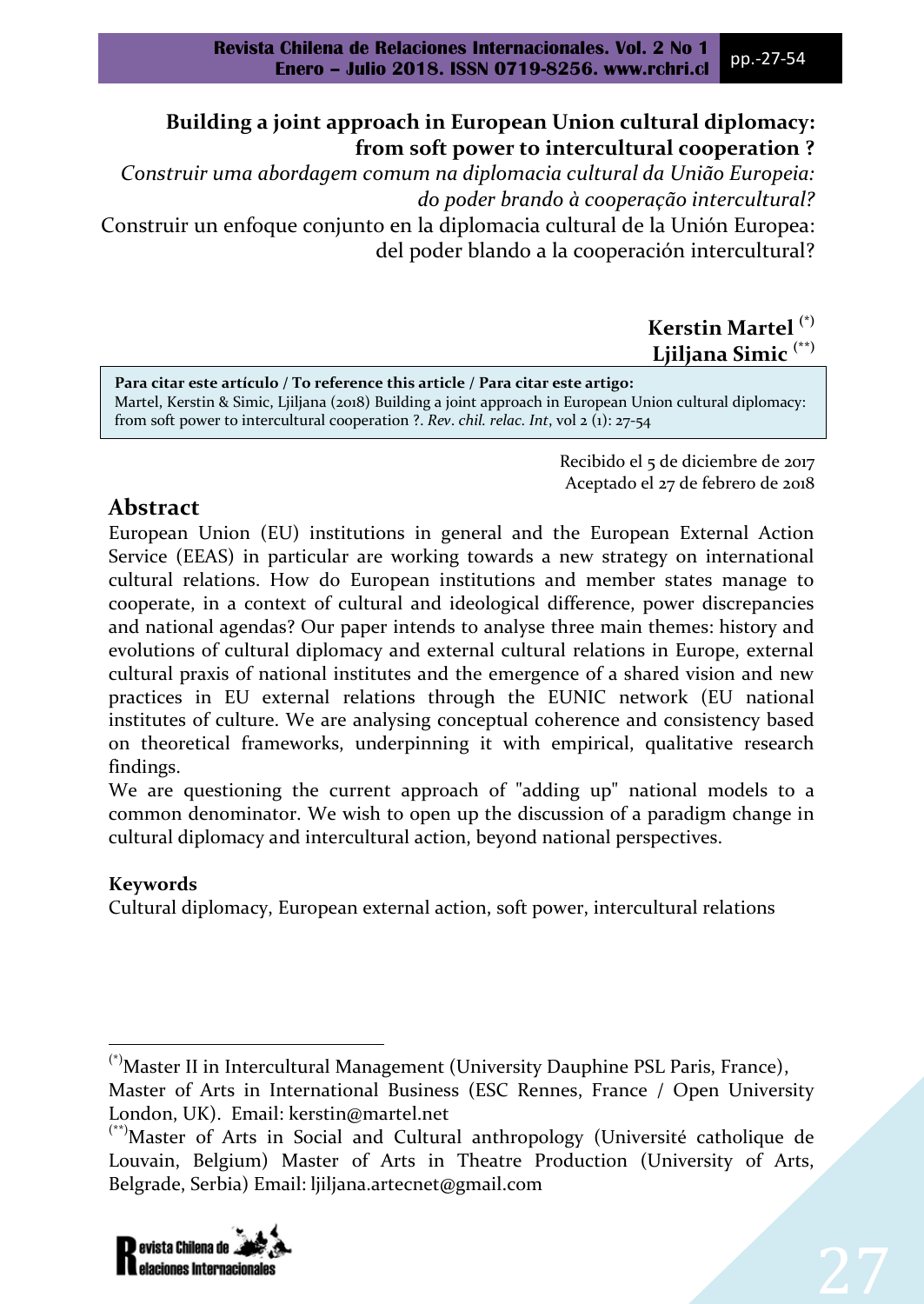# Building a joint approach in European Union cultural diplomacy: from soft power to intercultural cooperation ?

*Construir uma abordagem comum na diplomacia cultural da União Europeia: do poder brando à cooperação intercultural?*

Construir un enfoque conjunto en la diplomacia cultural de la Unión Europea: del poder blando a la cooperación intercultural?

**Kerstin Martel** [(*)]
**Ljiljana Simic** [(**)]

**Para citar este artículo / To reference this article / Para citar este artigo:**
Martel, Kerstin & Simic, Ljiljana (2018) Building a joint approach in European Union cultural diplomacy: from soft power to intercultural cooperation ?. *Rev. chil. relac. Int*, vol 2 (1): 27-54

Recibido el 5 de diciembre de 2017
Aceptado el 27 de febrero de 2018

## Abstract

European Union (EU) institutions in general and the European External Action Service (EEAS) in particular are working towards a new strategy on international cultural relations. How do European institutions and member states manage to cooperate, in a context of cultural and ideological difference, power discrepancies and national agendas? Our paper intends to analyse three main themes: history and evolutions of cultural diplomacy and external cultural relations in Europe, external cultural praxis of national institutes and the emergence of a shared vision and new practices in EU external relations through the EUNIC network (EU national institutes of culture. We are analysing conceptual coherence and consistency based on theoretical frameworks, underpinning it with empirical, qualitative research findings.

We are questioning the current approach of "adding up" national models to a common denominator. We wish to open up the discussion of a paradigm change in cultural diplomacy and intercultural action, beyond national perspectives.

### Keywords

Cultural diplomacy, European external action, soft power, intercultural relations

---

[(*)]Master II in Intercultural Management (University Dauphine PSL Paris, France), Master of Arts in International Business (ESC Rennes, France / Open University London, UK). Email: kerstin@martel.net

[(**)]Master of Arts in Social and Cultural anthropology (Université catholique de Louvain, Belgium) Master of Arts in Theatre Production (University of Arts, Belgrade, Serbia) Email: ljiljana.artecnet@gmail.com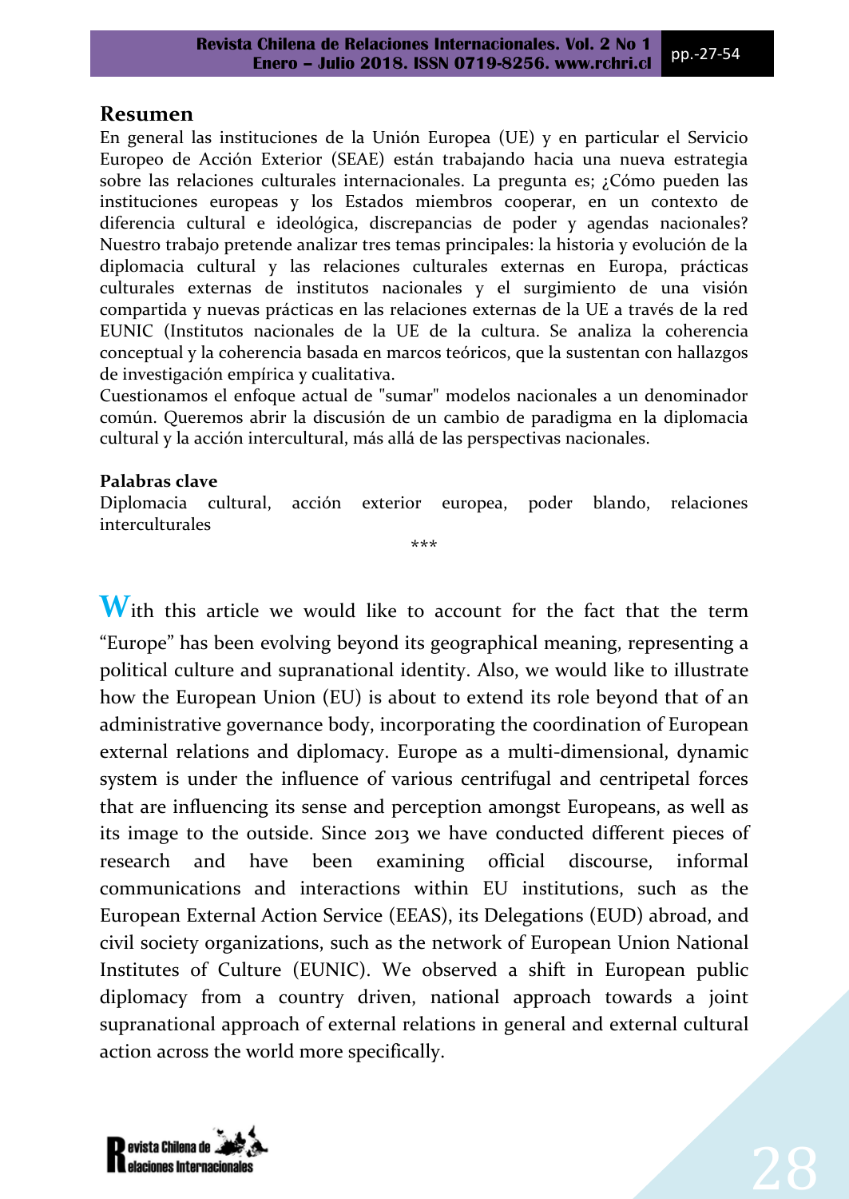## Resumen

En general las instituciones de la Unión Europea (UE) y en particular el Servicio Europeo de Acción Exterior (SEAE) están trabajando hacia una nueva estrategia sobre las relaciones culturales internacionales. La pregunta es; ¿Cómo pueden las instituciones europeas y los Estados miembros cooperar, en un contexto de diferencia cultural e ideológica, discrepancias de poder y agendas nacionales? Nuestro trabajo pretende analizar tres temas principales: la historia y evolución de la diplomacia cultural y las relaciones culturales externas en Europa, prácticas culturales externas de institutos nacionales y el surgimiento de una visión compartida y nuevas prácticas en las relaciones externas de la UE a través de la red EUNIC (Institutos nacionales de la UE de la cultura. Se analiza la coherencia conceptual y la coherencia basada en marcos teóricos, que la sustentan con hallazgos de investigación empírica y cualitativa.

Cuestionamos el enfoque actual de "sumar" modelos nacionales a un denominador común. Queremos abrir la discusión de un cambio de paradigma en la diplomacia cultural y la acción intercultural, más allá de las perspectivas nacionales.

**Palabras clave**

Diplomacia cultural, acción exterior europea, poder blando, relaciones interculturales

***

With this article we would like to account for the fact that the term "Europe" has been evolving beyond its geographical meaning, representing a political culture and supranational identity. Also, we would like to illustrate how the European Union (EU) is about to extend its role beyond that of an administrative governance body, incorporating the coordination of European external relations and diplomacy. Europe as a multi-dimensional, dynamic system is under the influence of various centrifugal and centripetal forces that are influencing its sense and perception amongst Europeans, as well as its image to the outside. Since 2013 we have conducted different pieces of research and have been examining official discourse, informal communications and interactions within EU institutions, such as the European External Action Service (EEAS), its Delegations (EUD) abroad, and civil society organizations, such as the network of European Union National Institutes of Culture (EUNIC). We observed a shift in European public diplomacy from a country driven, national approach towards a joint supranational approach of external relations in general and external cultural action across the world more specifically.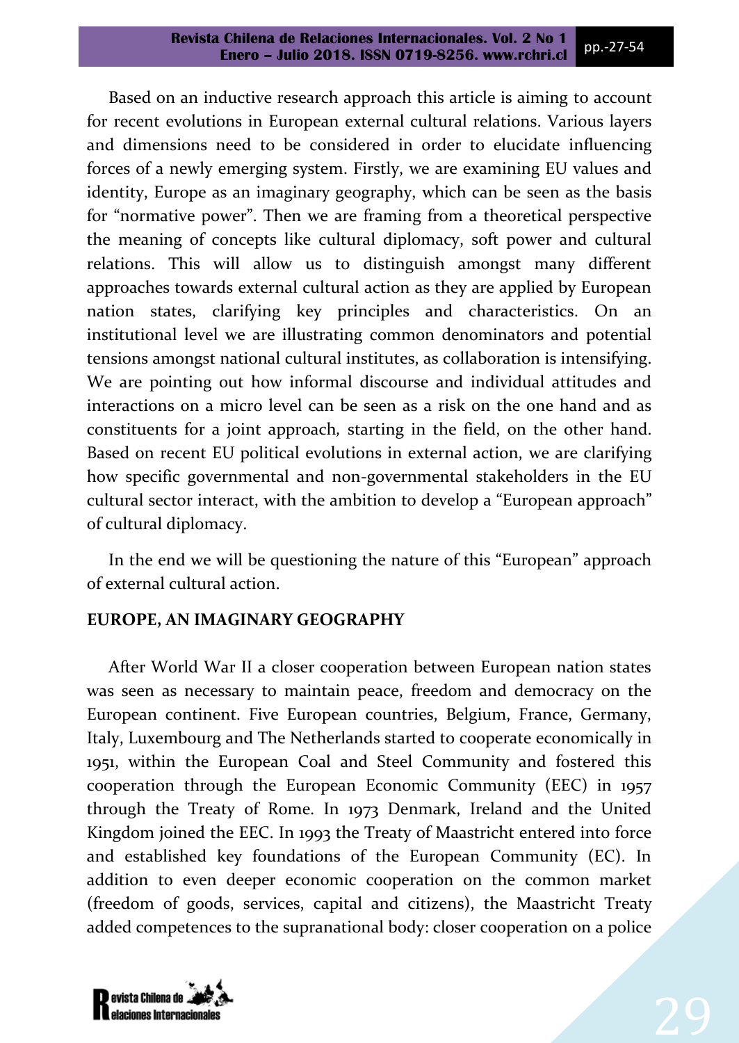Based on an inductive research approach this article is aiming to account for recent evolutions in European external cultural relations. Various layers and dimensions need to be considered in order to elucidate influencing forces of a newly emerging system. Firstly, we are examining EU values and identity, Europe as an imaginary geography, which can be seen as the basis for "normative power". Then we are framing from a theoretical perspective the meaning of concepts like cultural diplomacy, soft power and cultural relations. This will allow us to distinguish amongst many different approaches towards external cultural action as they are applied by European nation states, clarifying key principles and characteristics. On an institutional level we are illustrating common denominators and potential tensions amongst national cultural institutes, as collaboration is intensifying. We are pointing out how informal discourse and individual attitudes and interactions on a micro level can be seen as a risk on the one hand and as constituents for a joint approach, starting in the field, on the other hand. Based on recent EU political evolutions in external action, we are clarifying how specific governmental and non-governmental stakeholders in the EU cultural sector interact, with the ambition to develop a "European approach" of cultural diplomacy.

In the end we will be questioning the nature of this "European" approach of external cultural action.

## EUROPE, AN IMAGINARY GEOGRAPHY

After World War II a closer cooperation between European nation states was seen as necessary to maintain peace, freedom and democracy on the European continent. Five European countries, Belgium, France, Germany, Italy, Luxembourg and The Netherlands started to cooperate economically in 1951, within the European Coal and Steel Community and fostered this cooperation through the European Economic Community (EEC) in 1957 through the Treaty of Rome. In 1973 Denmark, Ireland and the United Kingdom joined the EEC. In 1993 the Treaty of Maastricht entered into force and established key foundations of the European Community (EC). In addition to even deeper economic cooperation on the common market (freedom of goods, services, capital and citizens), the Maastricht Treaty added competences to the supranational body: closer cooperation on a police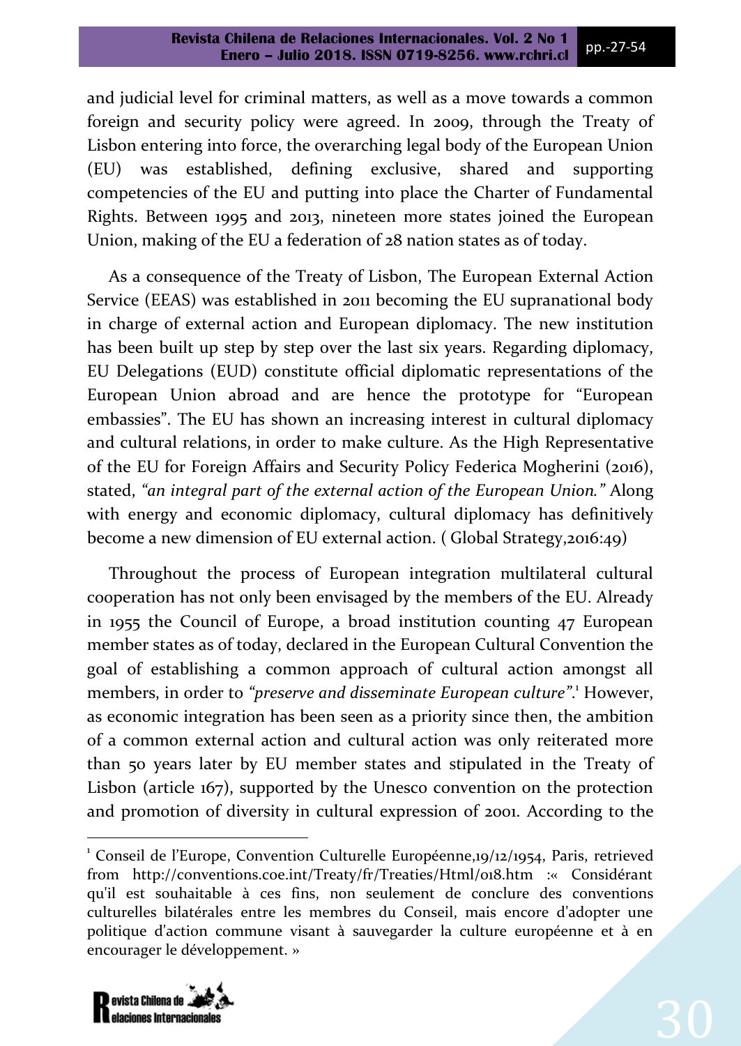and judicial level for criminal matters, as well as a move towards a common foreign and security policy were agreed. In 2009, through the Treaty of Lisbon entering into force, the overarching legal body of the European Union (EU) was established, defining exclusive, shared and supporting competencies of the EU and putting into place the Charter of Fundamental Rights. Between 1995 and 2013, nineteen more states joined the European Union, making of the EU a federation of 28 nation states as of today.

As a consequence of the Treaty of Lisbon, The European External Action Service (EEAS) was established in 2011 becoming the EU supranational body in charge of external action and European diplomacy. The new institution has been built up step by step over the last six years. Regarding diplomacy, EU Delegations (EUD) constitute official diplomatic representations of the European Union abroad and are hence the prototype for "European embassies". The EU has shown an increasing interest in cultural diplomacy and cultural relations, in order to make culture. As the High Representative of the EU for Foreign Affairs and Security Policy Federica Mogherini (2016), stated, *"an integral part of the external action of the European Union."* Along with energy and economic diplomacy, cultural diplomacy has definitively become a new dimension of EU external action. ( Global Strategy,2016:49)

Throughout the process of European integration multilateral cultural cooperation has not only been envisaged by the members of the EU. Already in 1955 the Council of Europe, a broad institution counting 47 European member states as of today, declared in the European Cultural Convention the goal of establishing a common approach of cultural action amongst all members, in order to *"preserve and disseminate European culture"*.[1] However, as economic integration has been seen as a priority since then, the ambition of a common external action and cultural action was only reiterated more than 50 years later by EU member states and stipulated in the Treaty of Lisbon (article 167), supported by the Unesco convention on the protection and promotion of diversity in cultural expression of 2001. According to the

---

[1] Conseil de l'Europe, Convention Culturelle Européenne,19/12/1954, Paris, retrieved from http://conventions.coe.int/Treaty/fr/Treaties/Html/018.htm :« Considérant qu'il est souhaitable à ces fins, non seulement de conclure des conventions culturelles bilatérales entre les membres du Conseil, mais encore d'adopter une politique d'action commune visant à sauvegarder la culture européenne et à en encourager le développement. »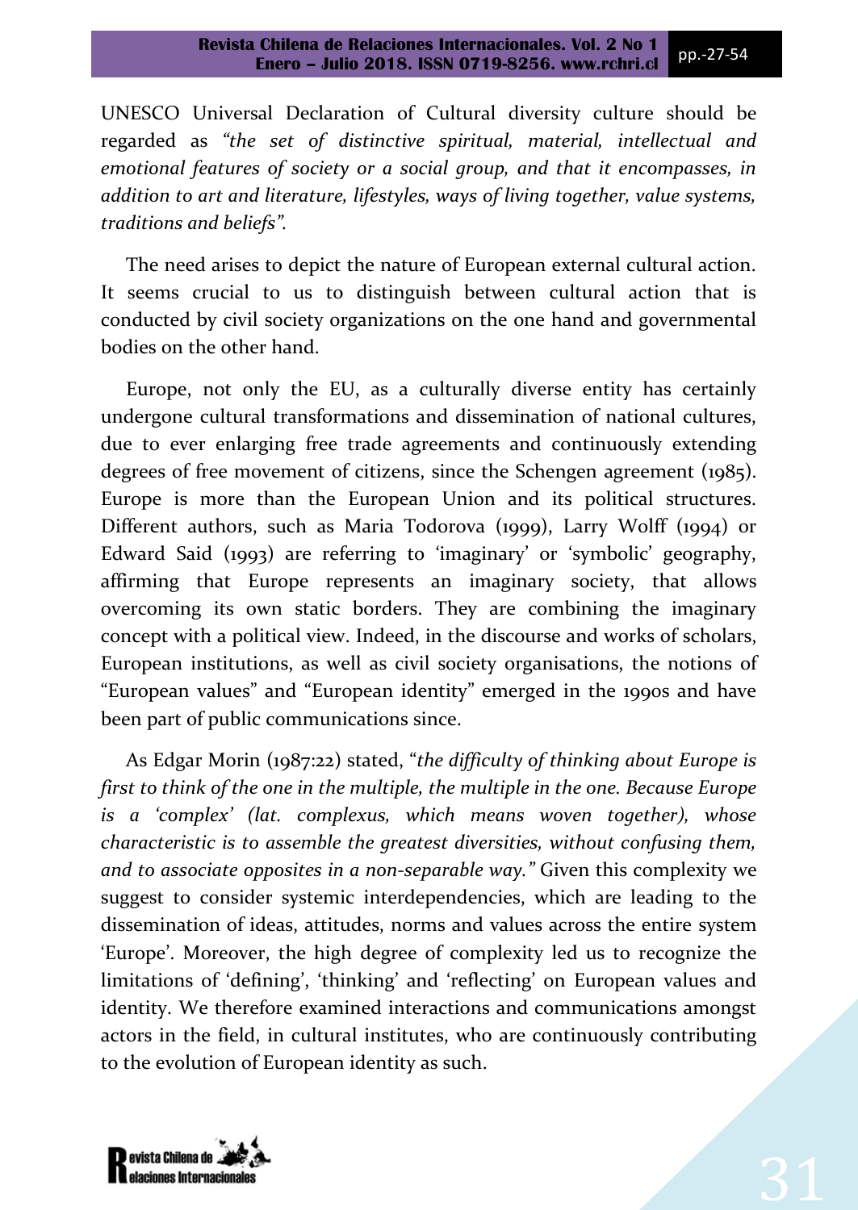UNESCO Universal Declaration of Cultural diversity culture should be regarded as *"the set of distinctive spiritual, material, intellectual and emotional features of society or a social group, and that it encompasses, in addition to art and literature, lifestyles, ways of living together, value systems, traditions and beliefs"*.

The need arises to depict the nature of European external cultural action. It seems crucial to us to distinguish between cultural action that is conducted by civil society organizations on the one hand and governmental bodies on the other hand.

Europe, not only the EU, as a culturally diverse entity has certainly undergone cultural transformations and dissemination of national cultures, due to ever enlarging free trade agreements and continuously extending degrees of free movement of citizens, since the Schengen agreement (1985). Europe is more than the European Union and its political structures. Different authors, such as Maria Todorova (1999), Larry Wolff (1994) or Edward Said (1993) are referring to 'imaginary' or 'symbolic' geography, affirming that Europe represents an imaginary society, that allows overcoming its own static borders. They are combining the imaginary concept with a political view. Indeed, in the discourse and works of scholars, European institutions, as well as civil society organisations, the notions of "European values" and "European identity" emerged in the 1990s and have been part of public communications since.

As Edgar Morin (1987:22) stated, "*the difficulty of thinking about Europe is first to think of the one in the multiple, the multiple in the one. Because Europe is a 'complex' (lat. complexus, which means woven together), whose characteristic is to assemble the greatest diversities, without confusing them, and to associate opposites in a non-separable way."* Given this complexity we suggest to consider systemic interdependencies, which are leading to the dissemination of ideas, attitudes, norms and values across the entire system 'Europe'. Moreover, the high degree of complexity led us to recognize the limitations of 'defining', 'thinking' and 'reflecting' on European values and identity. We therefore examined interactions and communications amongst actors in the field, in cultural institutes, who are continuously contributing to the evolution of European identity as such.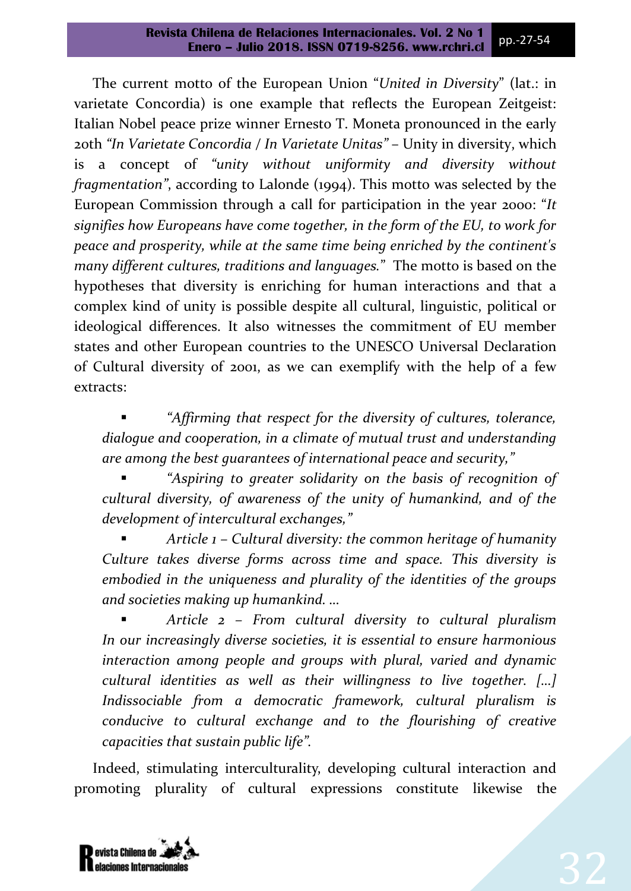The current motto of the European Union "*United in Diversity*" (lat.: in varietate Concordia) is one example that reflects the European Zeitgeist: Italian Nobel peace prize winner Ernesto T. Moneta pronounced in the early 20th *"In Varietate Concordia / In Varietate Unitas"* – Unity in diversity, which is a concept of *"unity without uniformity and diversity without fragmentation"*, according to Lalonde (1994). This motto was selected by the European Commission through a call for participation in the year 2000: "*It signifies how Europeans have come together, in the form of the EU, to work for peace and prosperity, while at the same time being enriched by the continent's many different cultures, traditions and languages.*" The motto is based on the hypotheses that diversity is enriching for human interactions and that a complex kind of unity is possible despite all cultural, linguistic, political or ideological differences. It also witnesses the commitment of EU member states and other European countries to the UNESCO Universal Declaration of Cultural diversity of 2001, as we can exemplify with the help of a few extracts:

- *"Affirming that respect for the diversity of cultures, tolerance, dialogue and cooperation, in a climate of mutual trust and understanding are among the best guarantees of international peace and security,"*
- *"Aspiring to greater solidarity on the basis of recognition of cultural diversity, of awareness of the unity of humankind, and of the development of intercultural exchanges,"*
- *Article 1 – Cultural diversity: the common heritage of humanity Culture takes diverse forms across time and space. This diversity is embodied in the uniqueness and plurality of the identities of the groups and societies making up humankind. ...*
- *Article 2 – From cultural diversity to cultural pluralism In our increasingly diverse societies, it is essential to ensure harmonious interaction among people and groups with plural, varied and dynamic cultural identities as well as their willingness to live together. [...] Indissociable from a democratic framework, cultural pluralism is conducive to cultural exchange and to the flourishing of creative capacities that sustain public life".*

Indeed, stimulating interculturality, developing cultural interaction and promoting plurality of cultural expressions constitute likewise the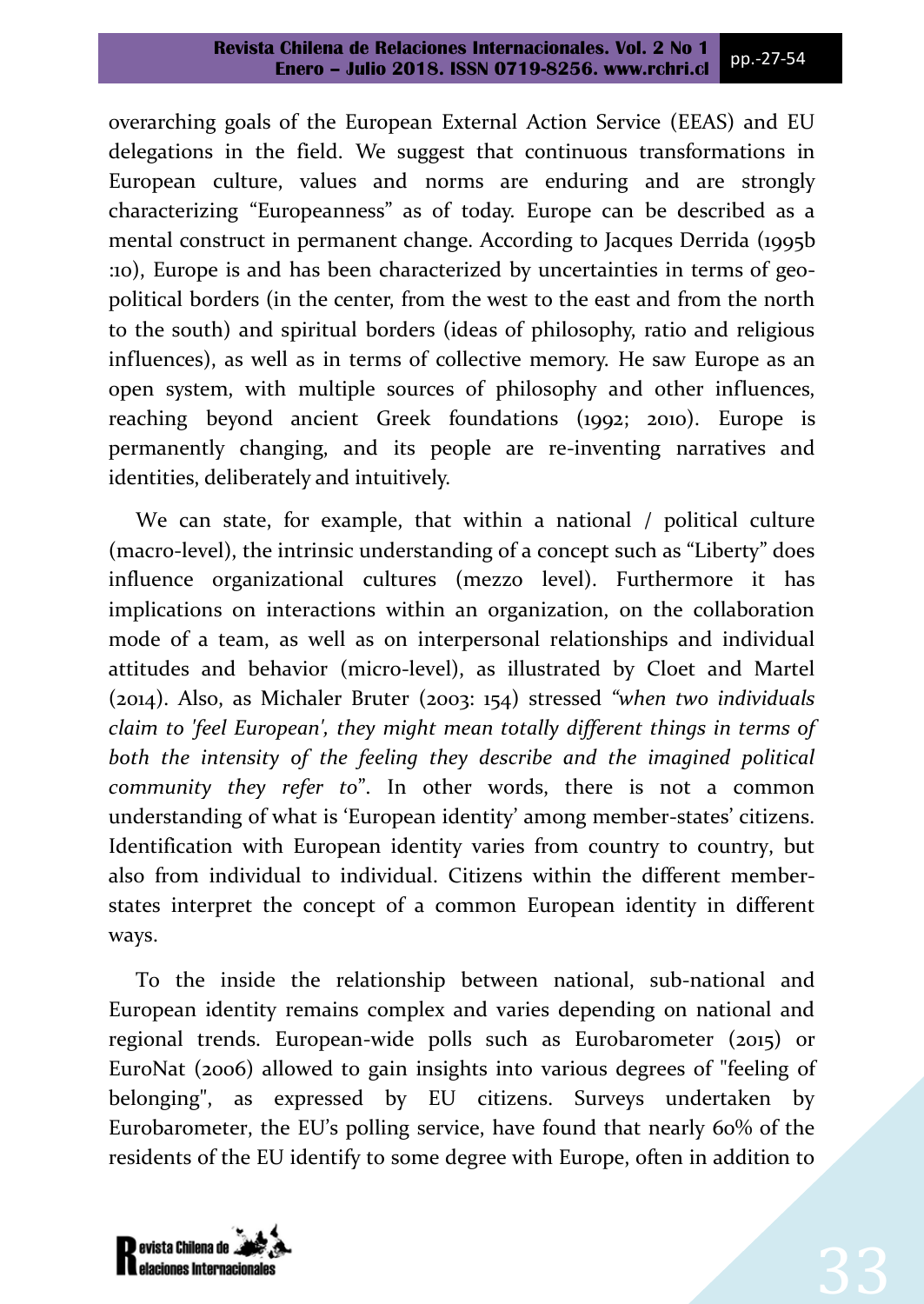overarching goals of the European External Action Service (EEAS) and EU delegations in the field. We suggest that continuous transformations in European culture, values and norms are enduring and are strongly characterizing "Europeanness" as of today. Europe can be described as a mental construct in permanent change. According to Jacques Derrida (1995b :10), Europe is and has been characterized by uncertainties in terms of geo-political borders (in the center, from the west to the east and from the north to the south) and spiritual borders (ideas of philosophy, ratio and religious influences), as well as in terms of collective memory. He saw Europe as an open system, with multiple sources of philosophy and other influences, reaching beyond ancient Greek foundations (1992; 2010). Europe is permanently changing, and its people are re-inventing narratives and identities, deliberately and intuitively.

We can state, for example, that within a national / political culture (macro-level), the intrinsic understanding of a concept such as "Liberty" does influence organizational cultures (mezzo level). Furthermore it has implications on interactions within an organization, on the collaboration mode of a team, as well as on interpersonal relationships and individual attitudes and behavior (micro-level), as illustrated by Cloet and Martel (2014). Also, as Michaler Bruter (2003: 154) stressed *"when two individuals claim to 'feel European', they might mean totally different things in terms of both the intensity of the feeling they describe and the imagined political community they refer to*". In other words, there is not a common understanding of what is 'European identity' among member-states' citizens. Identification with European identity varies from country to country, but also from individual to individual. Citizens within the different member-states interpret the concept of a common European identity in different ways.

To the inside the relationship between national, sub-national and European identity remains complex and varies depending on national and regional trends. European-wide polls such as Eurobarometer (2015) or EuroNat (2006) allowed to gain insights into various degrees of "feeling of belonging", as expressed by EU citizens. Surveys undertaken by Eurobarometer, the EU's polling service, have found that nearly 60% of the residents of the EU identify to some degree with Europe, often in addition to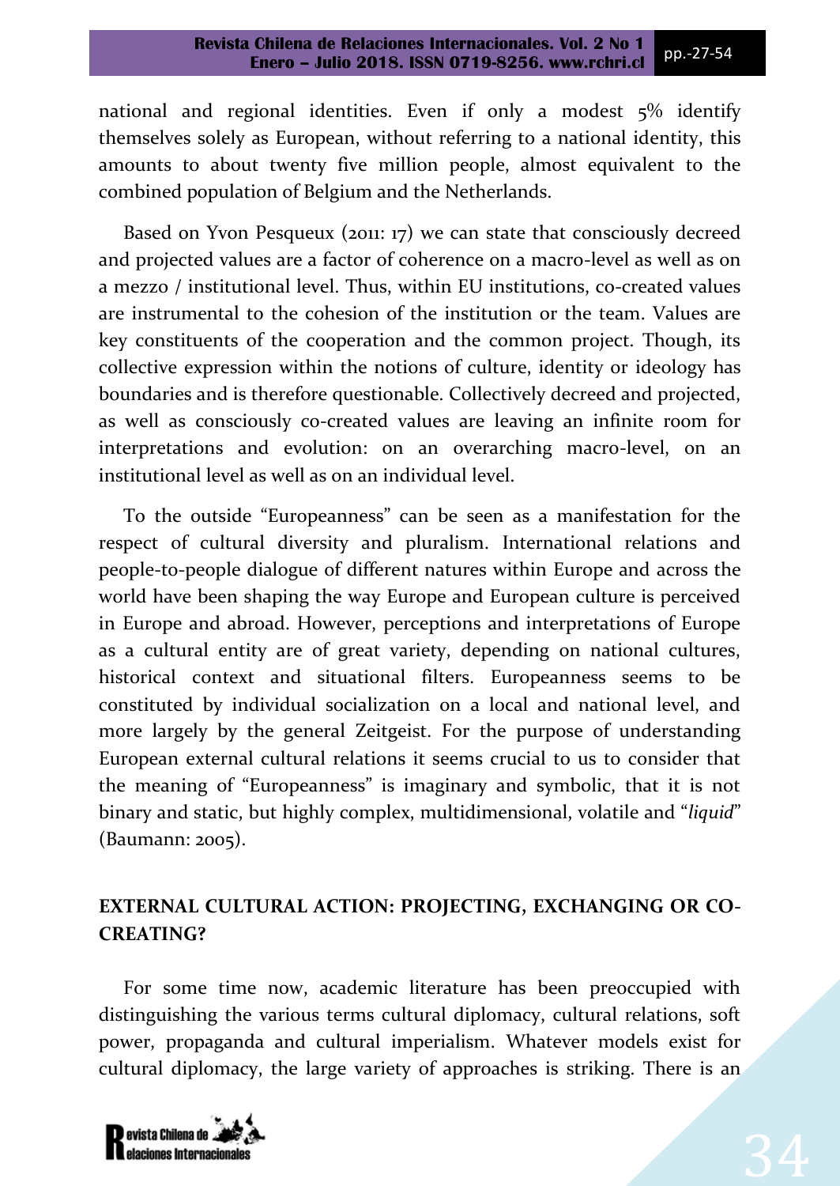national and regional identities. Even if only a modest 5% identify themselves solely as European, without referring to a national identity, this amounts to about twenty five million people, almost equivalent to the combined population of Belgium and the Netherlands.

Based on Yvon Pesqueux (2011: 17) we can state that consciously decreed and projected values are a factor of coherence on a macro-level as well as on a mezzo / institutional level. Thus, within EU institutions, co-created values are instrumental to the cohesion of the institution or the team. Values are key constituents of the cooperation and the common project. Though, its collective expression within the notions of culture, identity or ideology has boundaries and is therefore questionable. Collectively decreed and projected, as well as consciously co-created values are leaving an infinite room for interpretations and evolution: on an overarching macro-level, on an institutional level as well as on an individual level.

To the outside "Europeanness" can be seen as a manifestation for the respect of cultural diversity and pluralism. International relations and people-to-people dialogue of different natures within Europe and across the world have been shaping the way Europe and European culture is perceived in Europe and abroad. However, perceptions and interpretations of Europe as a cultural entity are of great variety, depending on national cultures, historical context and situational filters. Europeanness seems to be constituted by individual socialization on a local and national level, and more largely by the general Zeitgeist. For the purpose of understanding European external cultural relations it seems crucial to us to consider that the meaning of "Europeanness" is imaginary and symbolic, that it is not binary and static, but highly complex, multidimensional, volatile and "*liquid*" (Baumann: 2005).

## EXTERNAL CULTURAL ACTION: PROJECTING, EXCHANGING OR CO-CREATING?

For some time now, academic literature has been preoccupied with distinguishing the various terms cultural diplomacy, cultural relations, soft power, propaganda and cultural imperialism. Whatever models exist for cultural diplomacy, the large variety of approaches is striking. There is an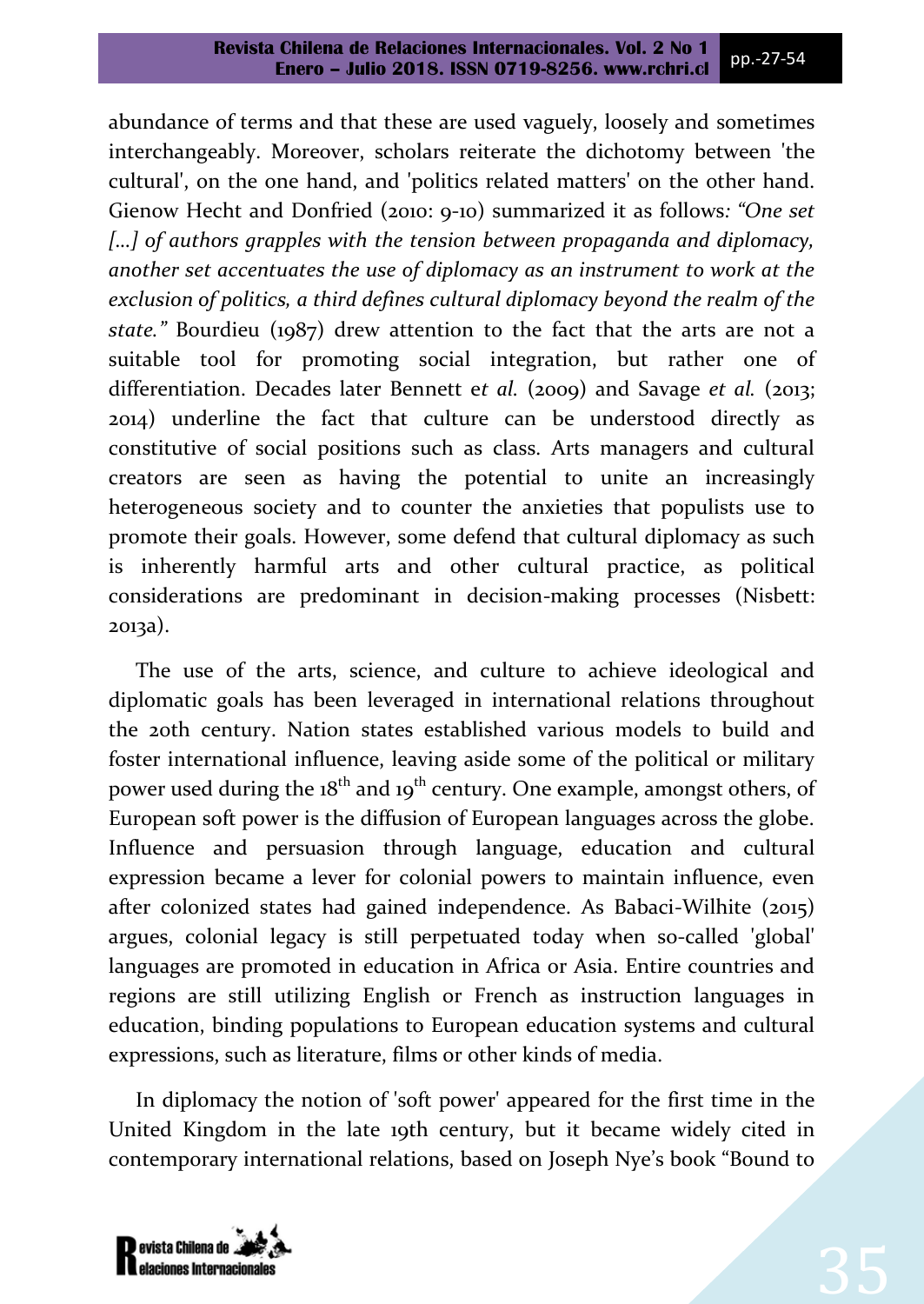abundance of terms and that these are used vaguely, loosely and sometimes interchangeably. Moreover, scholars reiterate the dichotomy between 'the cultural', on the one hand, and 'politics related matters' on the other hand. Gienow Hecht and Donfried (2010: 9-10) summarized it as follows: *"One set [...] of authors grapples with the tension between propaganda and diplomacy, another set accentuates the use of diplomacy as an instrument to work at the exclusion of politics, a third defines cultural diplomacy beyond the realm of the state."* Bourdieu (1987) drew attention to the fact that the arts are not a suitable tool for promoting social integration, but rather one of differentiation. Decades later Bennett e*t al.* (2009) and Savage *et al.* (2013; 2014) underline the fact that culture can be understood directly as constitutive of social positions such as class. Arts managers and cultural creators are seen as having the potential to unite an increasingly heterogeneous society and to counter the anxieties that populists use to promote their goals. However, some defend that cultural diplomacy as such is inherently harmful arts and other cultural practice, as political considerations are predominant in decision-making processes (Nisbett: 2013a).

The use of the arts, science, and culture to achieve ideological and diplomatic goals has been leveraged in international relations throughout the 20th century. Nation states established various models to build and foster international influence, leaving aside some of the political or military power used during the 18th and 19th century. One example, amongst others, of European soft power is the diffusion of European languages across the globe. Influence and persuasion through language, education and cultural expression became a lever for colonial powers to maintain influence, even after colonized states had gained independence. As Babaci-Wilhite (2015) argues, colonial legacy is still perpetuated today when so-called 'global' languages are promoted in education in Africa or Asia. Entire countries and regions are still utilizing English or French as instruction languages in education, binding populations to European education systems and cultural expressions, such as literature, films or other kinds of media.

In diplomacy the notion of 'soft power' appeared for the first time in the United Kingdom in the late 19th century, but it became widely cited in contemporary international relations, based on Joseph Nye's book "Bound to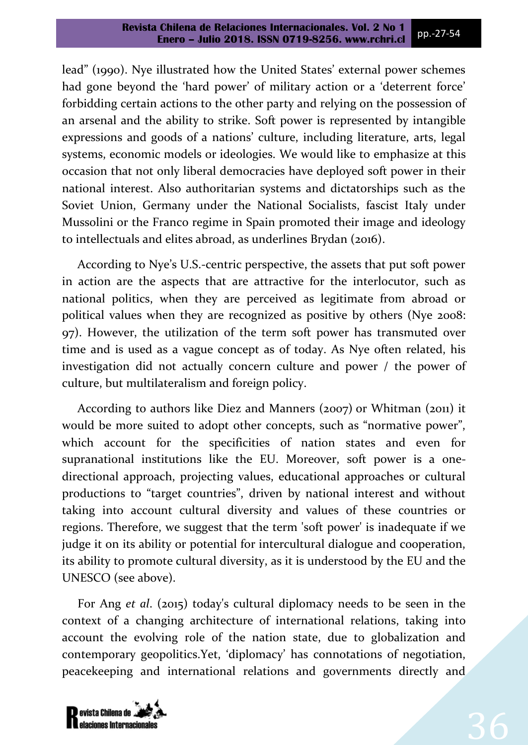lead" (1990). Nye illustrated how the United States' external power schemes had gone beyond the 'hard power' of military action or a 'deterrent force' forbidding certain actions to the other party and relying on the possession of an arsenal and the ability to strike. Soft power is represented by intangible expressions and goods of a nations' culture, including literature, arts, legal systems, economic models or ideologies. We would like to emphasize at this occasion that not only liberal democracies have deployed soft power in their national interest. Also authoritarian systems and dictatorships such as the Soviet Union, Germany under the National Socialists, fascist Italy under Mussolini or the Franco regime in Spain promoted their image and ideology to intellectuals and elites abroad, as underlines Brydan (2016).

According to Nye's U.S.-centric perspective, the assets that put soft power in action are the aspects that are attractive for the interlocutor, such as national politics, when they are perceived as legitimate from abroad or political values when they are recognized as positive by others (Nye 2008: 97). However, the utilization of the term soft power has transmuted over time and is used as a vague concept as of today. As Nye often related, his investigation did not actually concern culture and power / the power of culture, but multilateralism and foreign policy.

According to authors like Diez and Manners (2007) or Whitman (2011) it would be more suited to adopt other concepts, such as "normative power", which account for the specificities of nation states and even for supranational institutions like the EU. Moreover, soft power is a one-directional approach, projecting values, educational approaches or cultural productions to "target countries", driven by national interest and without taking into account cultural diversity and values of these countries or regions. Therefore, we suggest that the term 'soft power' is inadequate if we judge it on its ability or potential for intercultural dialogue and cooperation, its ability to promote cultural diversity, as it is understood by the EU and the UNESCO (see above).

For Ang *et al*. (2015) today's cultural diplomacy needs to be seen in the context of a changing architecture of international relations, taking into account the evolving role of the nation state, due to globalization and contemporary geopolitics.Yet, 'diplomacy' has connotations of negotiation, peacekeeping and international relations and governments directly and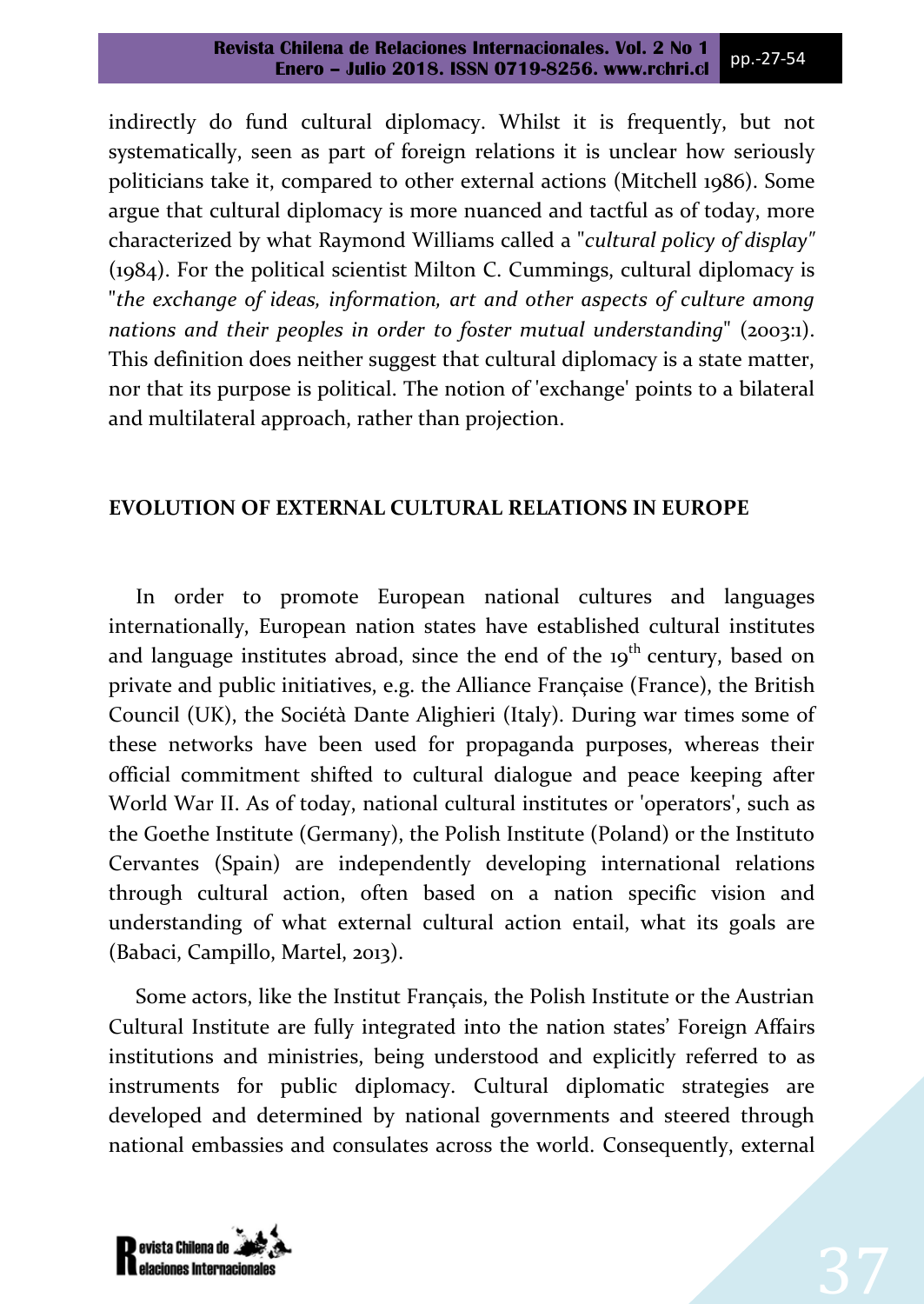indirectly do fund cultural diplomacy. Whilst it is frequently, but not systematically, seen as part of foreign relations it is unclear how seriously politicians take it, compared to other external actions (Mitchell 1986). Some argue that cultural diplomacy is more nuanced and tactful as of today, more characterized by what Raymond Williams called a "*cultural policy of display"* (1984). For the political scientist Milton C. Cummings, cultural diplomacy is "*the exchange of ideas, information, art and other aspects of culture among nations and their peoples in order to foster mutual understanding*" (2003:1). This definition does neither suggest that cultural diplomacy is a state matter, nor that its purpose is political. The notion of 'exchange' points to a bilateral and multilateral approach, rather than projection.

## EVOLUTION OF EXTERNAL CULTURAL RELATIONS IN EUROPE

In order to promote European national cultures and languages internationally, European nation states have established cultural institutes and language institutes abroad, since the end of the 19th century, based on private and public initiatives, e.g. the Alliance Française (France), the British Council (UK), the Sociétà Dante Alighieri (Italy). During war times some of these networks have been used for propaganda purposes, whereas their official commitment shifted to cultural dialogue and peace keeping after World War II. As of today, national cultural institutes or 'operators', such as the Goethe Institute (Germany), the Polish Institute (Poland) or the Instituto Cervantes (Spain) are independently developing international relations through cultural action, often based on a nation specific vision and understanding of what external cultural action entail, what its goals are (Babaci, Campillo, Martel, 2013).

Some actors, like the Institut Français, the Polish Institute or the Austrian Cultural Institute are fully integrated into the nation states' Foreign Affairs institutions and ministries, being understood and explicitly referred to as instruments for public diplomacy. Cultural diplomatic strategies are developed and determined by national governments and steered through national embassies and consulates across the world. Consequently, external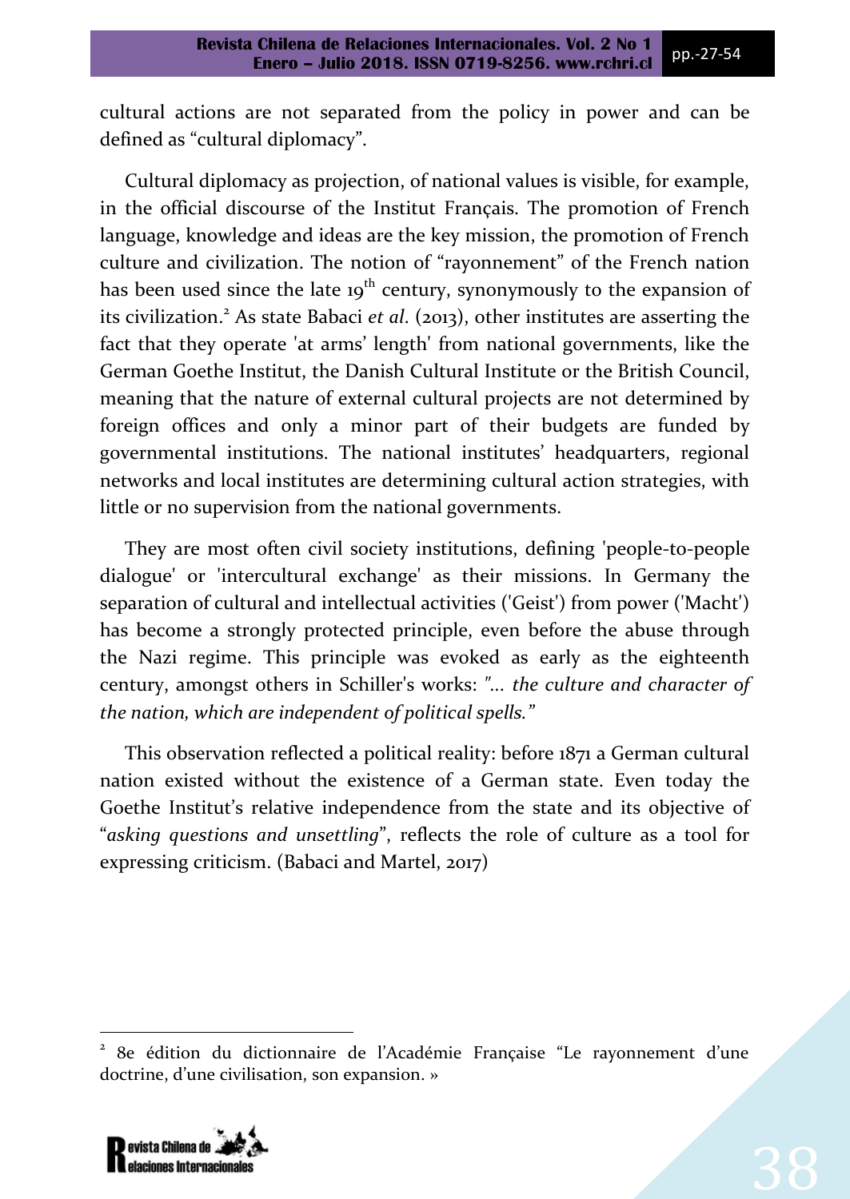cultural actions are not separated from the policy in power and can be defined as “cultural diplomacy”.

Cultural diplomacy as projection, of national values is visible, for example, in the official discourse of the Institut Français. The promotion of French language, knowledge and ideas are the key mission, the promotion of French culture and civilization. The notion of “rayonnement” of the French nation has been used since the late 19th century, synonymously to the expansion of its civilization.[2] As state Babaci *et al*. (2013), other institutes are asserting the fact that they operate 'at arms’ length' from national governments, like the German Goethe Institut, the Danish Cultural Institute or the British Council, meaning that the nature of external cultural projects are not determined by foreign offices and only a minor part of their budgets are funded by governmental institutions. The national institutes’ headquarters, regional networks and local institutes are determining cultural action strategies, with little or no supervision from the national governments.

They are most often civil society institutions, defining 'people-to-people dialogue' or 'intercultural exchange' as their missions. In Germany the separation of cultural and intellectual activities ('Geist') from power ('Macht') has become a strongly protected principle, even before the abuse through the Nazi regime. This principle was evoked as early as the eighteenth century, amongst others in Schiller's works: *"... the culture and character of the nation, which are independent of political spells."*

This observation reflected a political reality: before 1871 a German cultural nation existed without the existence of a German state. Even today the Goethe Institut’s relative independence from the state and its objective of “*asking questions and unsettling*”, reflects the role of culture as a tool for expressing criticism. (Babaci and Martel, 2017)

[2] 8e édition du dictionnaire de l’Académie Française “Le rayonnement d’une doctrine, d’une civilisation, son expansion. »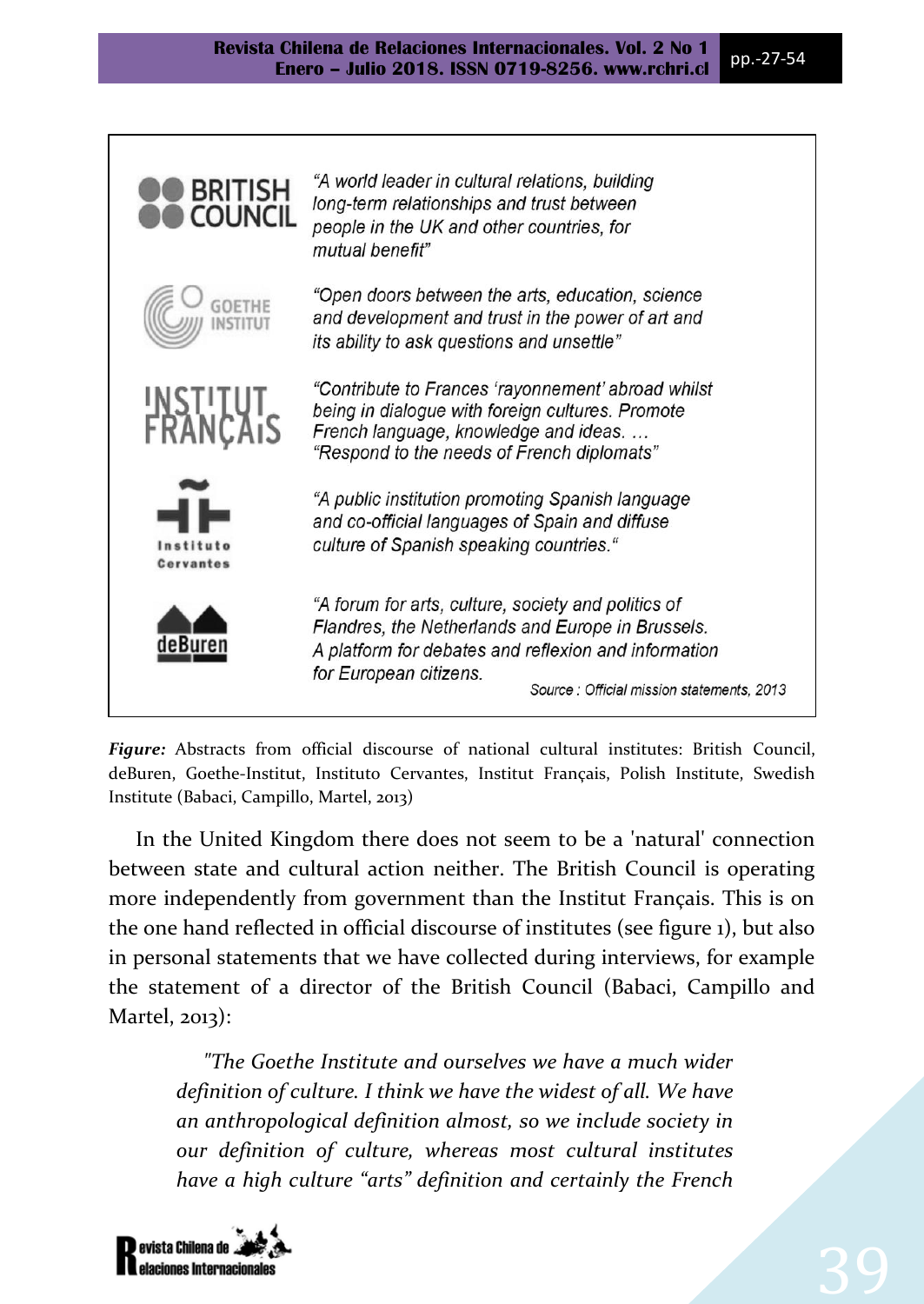| | |
|---|---|
| BRITISH COUNCIL | "A world leader in cultural relations, building long-term relationships and trust between people in the UK and other countries, for mutual benefit" |
| GOETHE INSTITUT | "Open doors between the arts, education, science and development and trust in the power of art and its ability to ask questions and unsettle" |
| INSTITUT FRANÇAIS | "Contribute to Frances 'rayonnement' abroad whilst being in dialogue with foreign cultures. Promote French language, knowledge and ideas. … "Respond to the needs of French diplomats" |
| Instituto Cervantes | "A public institution promoting Spanish language and co-official languages of Spain and diffuse culture of Spanish speaking countries." |
| deBuren | "A forum for arts, culture, society and politics of Flandres, the Netherlands and Europe in Brussels. A platform for debates and reflexion and information for European citizens. |

Source : Official mission statements, 2013

***Figure:*** Abstracts from official discourse of national cultural institutes: British Council, deBuren, Goethe-Institut, Instituto Cervantes, Institut Français, Polish Institute, Swedish Institute (Babaci, Campillo, Martel, 2013)

In the United Kingdom there does not seem to be a 'natural' connection between state and cultural action neither. The British Council is operating more independently from government than the Institut Français. This is on the one hand reflected in official discourse of institutes (see figure 1), but also in personal statements that we have collected during interviews, for example the statement of a director of the British Council (Babaci, Campillo and Martel, 2013):

> *"The Goethe Institute and ourselves we have a much wider definition of culture. I think we have the widest of all. We have an anthropological definition almost, so we include society in our definition of culture, whereas most cultural institutes have a high culture "arts" definition and certainly the French*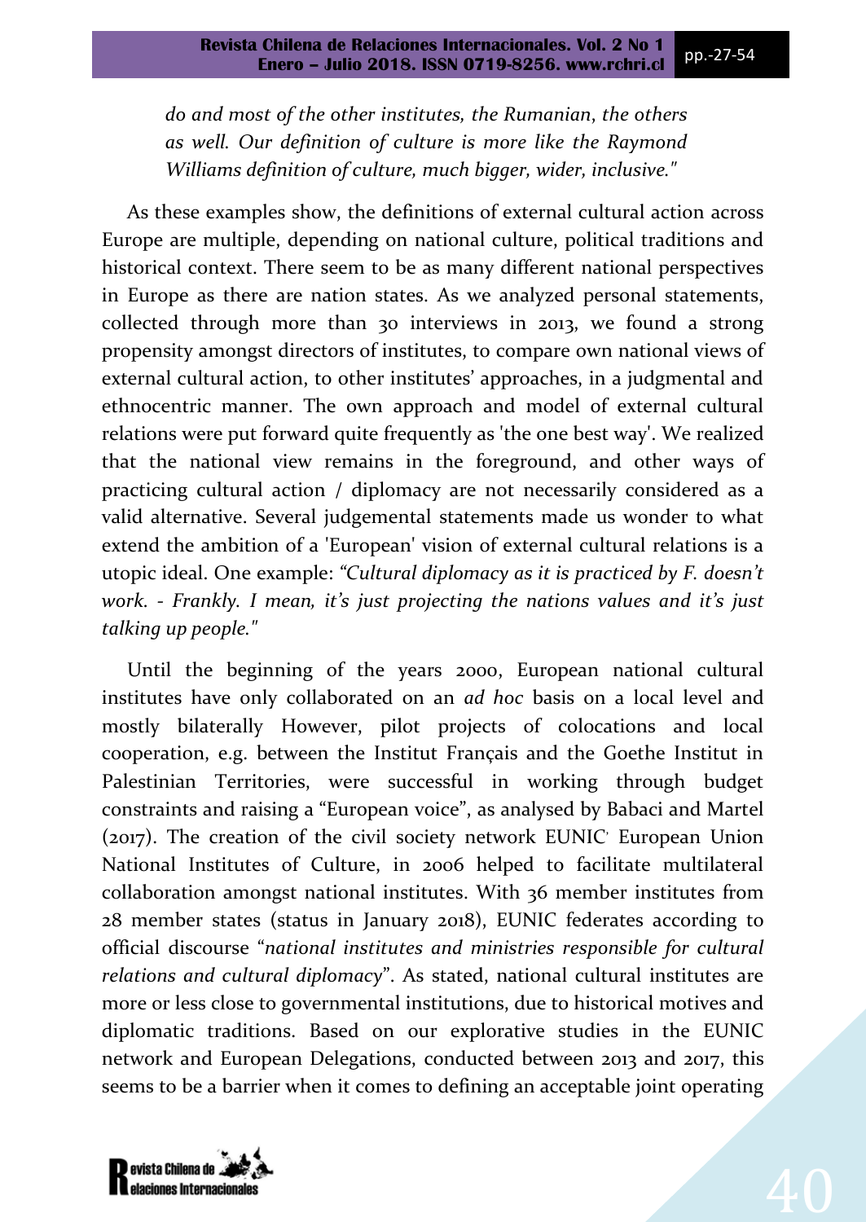*do and most of the other institutes, the Rumanian, the others as well. Our definition of culture is more like the Raymond Williams definition of culture, much bigger, wider, inclusive."*

As these examples show, the definitions of external cultural action across Europe are multiple, depending on national culture, political traditions and historical context. There seem to be as many different national perspectives in Europe as there are nation states. As we analyzed personal statements, collected through more than 30 interviews in 2013, we found a strong propensity amongst directors of institutes, to compare own national views of external cultural action, to other institutes' approaches, in a judgmental and ethnocentric manner. The own approach and model of external cultural relations were put forward quite frequently as 'the one best way'. We realized that the national view remains in the foreground, and other ways of practicing cultural action / diplomacy are not necessarily considered as a valid alternative. Several judgemental statements made us wonder to what extend the ambition of a 'European' vision of external cultural relations is a utopic ideal. One example: *"Cultural diplomacy as it is practiced by F. doesn't work. - Frankly. I mean, it's just projecting the nations values and it's just talking up people."*

Until the beginning of the years 2000, European national cultural institutes have only collaborated on an *ad hoc* basis on a local level and mostly bilaterally However, pilot projects of colocations and local cooperation, e.g. between the Institut Français and the Goethe Institut in Palestinian Territories, were successful in working through budget constraints and raising a "European voice", as analysed by Babaci and Martel (2017). The creation of the civil society network EUNIC' European Union National Institutes of Culture, in 2006 helped to facilitate multilateral collaboration amongst national institutes. With 36 member institutes from 28 member states (status in January 2018), EUNIC federates according to official discourse "*national institutes and ministries responsible for cultural relations and cultural diplomacy*". As stated, national cultural institutes are more or less close to governmental institutions, due to historical motives and diplomatic traditions. Based on our explorative studies in the EUNIC network and European Delegations, conducted between 2013 and 2017, this seems to be a barrier when it comes to defining an acceptable joint operating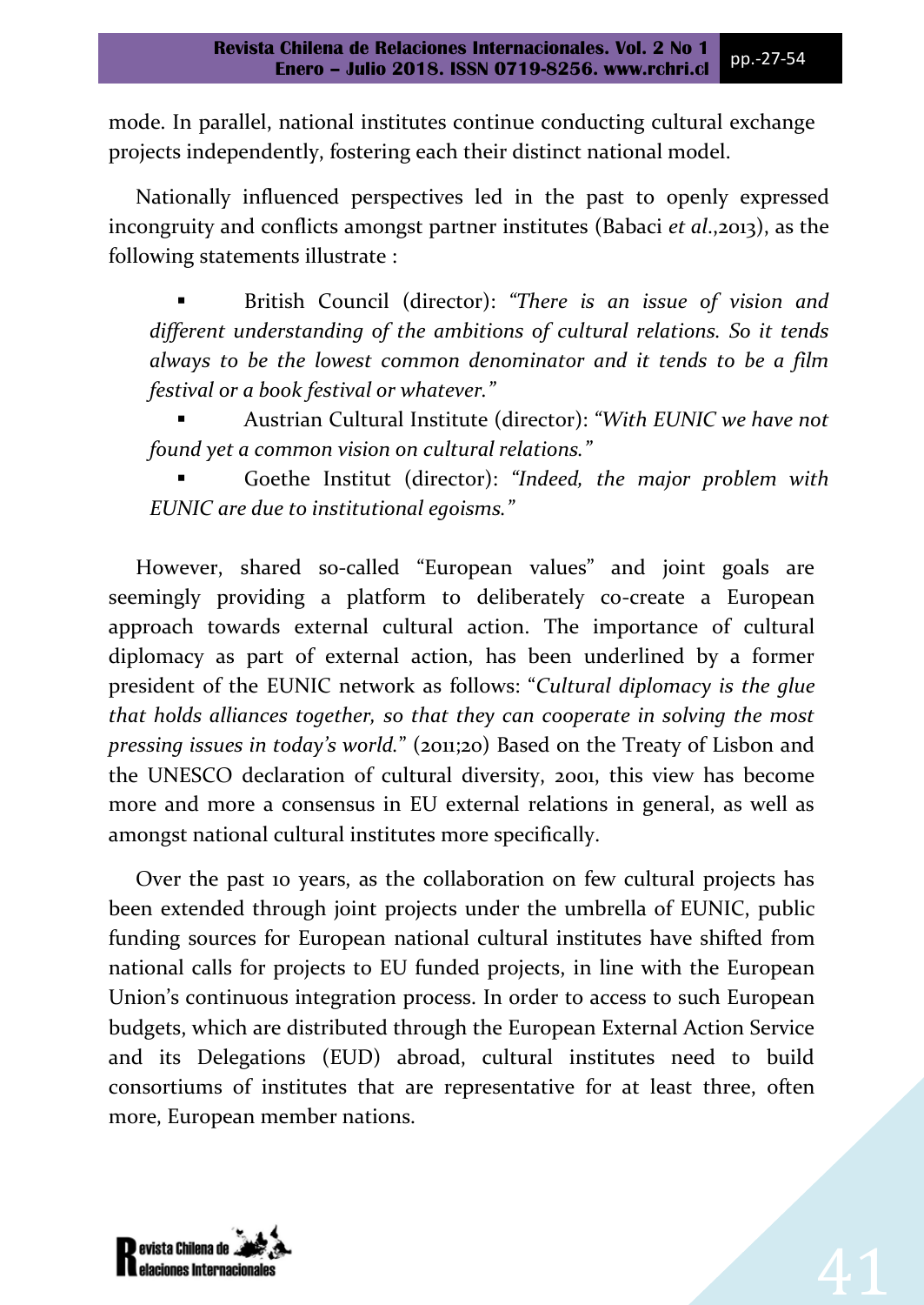mode. In parallel, national institutes continue conducting cultural exchange projects independently, fostering each their distinct national model.

Nationally influenced perspectives led in the past to openly expressed incongruity and conflicts amongst partner institutes (Babaci *et al*.,2013), as the following statements illustrate :

- British Council (director): *"There is an issue of vision and different understanding of the ambitions of cultural relations. So it tends always to be the lowest common denominator and it tends to be a film festival or a book festival or whatever."*
- Austrian Cultural Institute (director): *"With EUNIC we have not found yet a common vision on cultural relations."*
- Goethe Institut (director): *"Indeed, the major problem with EUNIC are due to institutional egoisms."*

However, shared so-called "European values" and joint goals are seemingly providing a platform to deliberately co-create a European approach towards external cultural action. The importance of cultural diplomacy as part of external action, has been underlined by a former president of the EUNIC network as follows: "*Cultural diplomacy is the glue that holds alliances together, so that they can cooperate in solving the most pressing issues in today's world.*" (2011;20) Based on the Treaty of Lisbon and the UNESCO declaration of cultural diversity, 2001, this view has become more and more a consensus in EU external relations in general, as well as amongst national cultural institutes more specifically.

Over the past 10 years, as the collaboration on few cultural projects has been extended through joint projects under the umbrella of EUNIC, public funding sources for European national cultural institutes have shifted from national calls for projects to EU funded projects, in line with the European Union's continuous integration process. In order to access to such European budgets, which are distributed through the European External Action Service and its Delegations (EUD) abroad, cultural institutes need to build consortiums of institutes that are representative for at least three, often more, European member nations.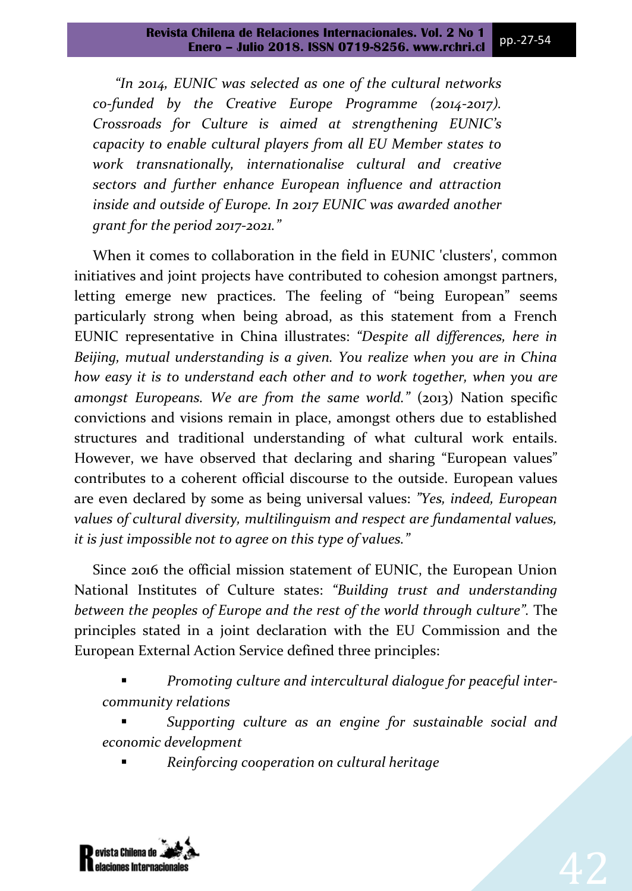*"In 2014, EUNIC was selected as one of the cultural networks co-funded by the Creative Europe Programme (2014-2017). Crossroads for Culture is aimed at strengthening EUNIC's capacity to enable cultural players from all EU Member states to work transnationally, internationalise cultural and creative sectors and further enhance European influence and attraction inside and outside of Europe. In 2017 EUNIC was awarded another grant for the period 2017-2021."*

When it comes to collaboration in the field in EUNIC 'clusters', common initiatives and joint projects have contributed to cohesion amongst partners, letting emerge new practices. The feeling of "being European" seems particularly strong when being abroad, as this statement from a French EUNIC representative in China illustrates: *"Despite all differences, here in Beijing, mutual understanding is a given. You realize when you are in China how easy it is to understand each other and to work together, when you are amongst Europeans. We are from the same world."* (2013) Nation specific convictions and visions remain in place, amongst others due to established structures and traditional understanding of what cultural work entails. However, we have observed that declaring and sharing "European values" contributes to a coherent official discourse to the outside. European values are even declared by some as being universal values: *"Yes, indeed, European values of cultural diversity, multilinguism and respect are fundamental values, it is just impossible not to agree on this type of values."*

Since 2016 the official mission statement of EUNIC, the European Union National Institutes of Culture states: *"Building trust and understanding between the peoples of Europe and the rest of the world through culture"*. The principles stated in a joint declaration with the EU Commission and the European External Action Service defined three principles:

- *Promoting culture and intercultural dialogue for peaceful inter-community relations*
- *Supporting culture as an engine for sustainable social and economic development*
- *Reinforcing cooperation on cultural heritage*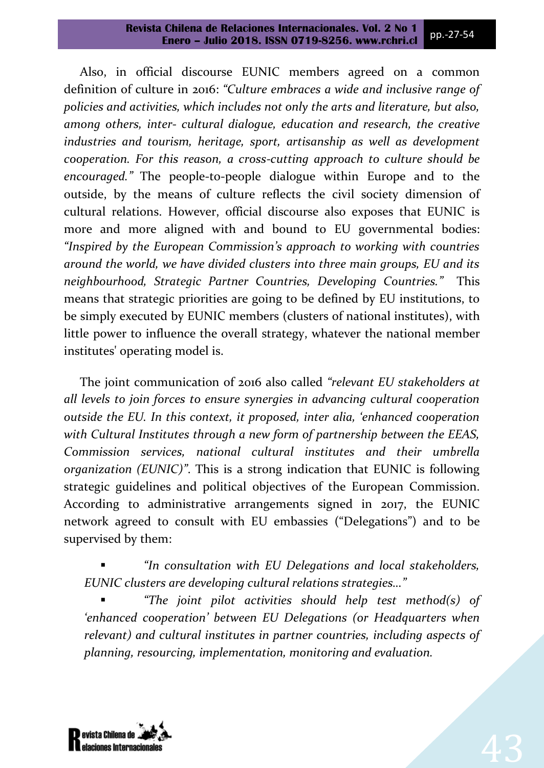Also, in official discourse EUNIC members agreed on a common definition of culture in 2016: *"Culture embraces a wide and inclusive range of policies and activities, which includes not only the arts and literature, but also, among others, inter- cultural dialogue, education and research, the creative industries and tourism, heritage, sport, artisanship as well as development cooperation. For this reason, a cross-cutting approach to culture should be encouraged."* The people-to-people dialogue within Europe and to the outside, by the means of culture reflects the civil society dimension of cultural relations. However, official discourse also exposes that EUNIC is more and more aligned with and bound to EU governmental bodies: *"Inspired by the European Commission's approach to working with countries around the world, we have divided clusters into three main groups, EU and its neighbourhood, Strategic Partner Countries, Developing Countries."* This means that strategic priorities are going to be defined by EU institutions, to be simply executed by EUNIC members (clusters of national institutes), with little power to influence the overall strategy, whatever the national member institutes' operating model is.

The joint communication of 2016 also called *"relevant EU stakeholders at all levels to join forces to ensure synergies in advancing cultural cooperation outside the EU. In this context, it proposed, inter alia, 'enhanced cooperation with Cultural Institutes through a new form of partnership between the EEAS, Commission services, national cultural institutes and their umbrella organization (EUNIC)"*. This is a strong indication that EUNIC is following strategic guidelines and political objectives of the European Commission. According to administrative arrangements signed in 2017, the EUNIC network agreed to consult with EU embassies ("Delegations") and to be supervised by them:

- *"In consultation with EU Delegations and local stakeholders, EUNIC clusters are developing cultural relations strategies..."*
- *"The joint pilot activities should help test method(s) of 'enhanced cooperation' between EU Delegations (or Headquarters when relevant) and cultural institutes in partner countries, including aspects of planning, resourcing, implementation, monitoring and evaluation.*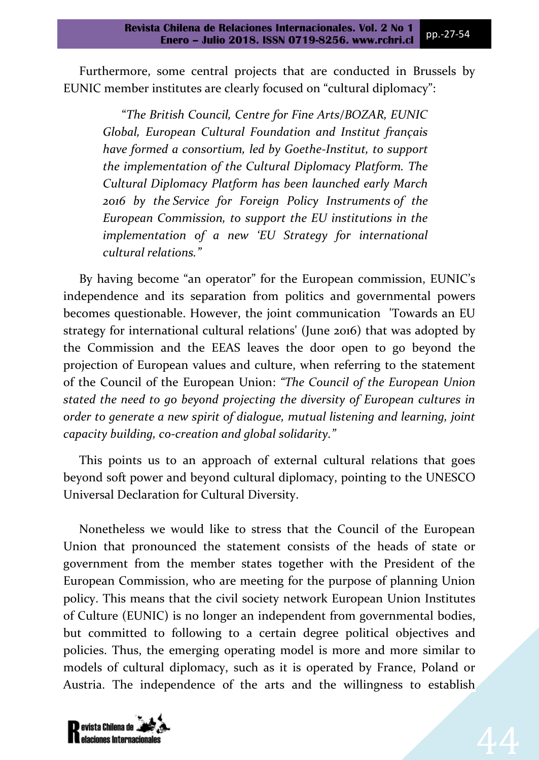Furthermore, some central projects that are conducted in Brussels by EUNIC member institutes are clearly focused on "cultural diplomacy":

> *"The British Council, Centre for Fine Arts/BOZAR, EUNIC Global, European Cultural Foundation and Institut français have formed a consortium, led by Goethe-Institut, to support the implementation of the Cultural Diplomacy Platform. The Cultural Diplomacy Platform has been launched early March 2016 by the Service for Foreign Policy Instruments of the European Commission, to support the EU institutions in the implementation of a new 'EU Strategy for international cultural relations."*

By having become "an operator" for the European commission, EUNIC's independence and its separation from politics and governmental powers becomes questionable. However, the joint communication 'Towards an EU strategy for international cultural relations' (June 2016) that was adopted by the Commission and the EEAS leaves the door open to go beyond the projection of European values and culture, when referring to the statement of the Council of the European Union: *"The Council of the European Union stated the need to go beyond projecting the diversity of European cultures in order to generate a new spirit of dialogue, mutual listening and learning, joint capacity building, co-creation and global solidarity."*

This points us to an approach of external cultural relations that goes beyond soft power and beyond cultural diplomacy, pointing to the UNESCO Universal Declaration for Cultural Diversity.

Nonetheless we would like to stress that the Council of the European Union that pronounced the statement consists of the heads of state or government from the member states together with the President of the European Commission, who are meeting for the purpose of planning Union policy. This means that the civil society network European Union Institutes of Culture (EUNIC) is no longer an independent from governmental bodies, but committed to following to a certain degree political objectives and policies. Thus, the emerging operating model is more and more similar to models of cultural diplomacy, such as it is operated by France, Poland or Austria. The independence of the arts and the willingness to establish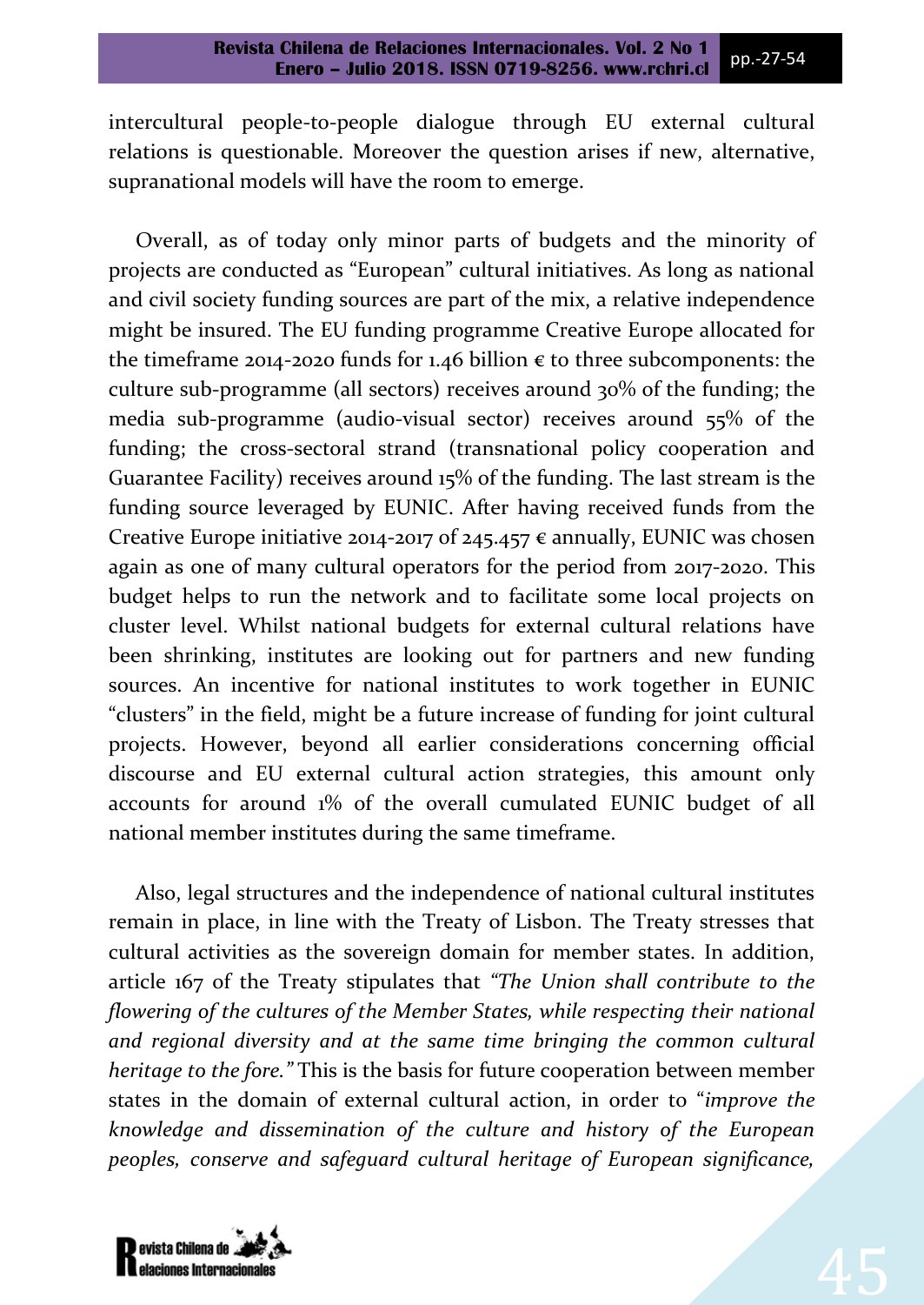intercultural people-to-people dialogue through EU external cultural relations is questionable. Moreover the question arises if new, alternative, supranational models will have the room to emerge.

Overall, as of today only minor parts of budgets and the minority of projects are conducted as "European" cultural initiatives. As long as national and civil society funding sources are part of the mix, a relative independence might be insured. The EU funding programme Creative Europe allocated for the timeframe 2014-2020 funds for 1.46 billion € to three subcomponents: the culture sub-programme (all sectors) receives around 30% of the funding; the media sub-programme (audio-visual sector) receives around 55% of the funding; the cross-sectoral strand (transnational policy cooperation and Guarantee Facility) receives around 15% of the funding. The last stream is the funding source leveraged by EUNIC. After having received funds from the Creative Europe initiative 2014-2017 of 245.457 € annually, EUNIC was chosen again as one of many cultural operators for the period from 2017-2020. This budget helps to run the network and to facilitate some local projects on cluster level. Whilst national budgets for external cultural relations have been shrinking, institutes are looking out for partners and new funding sources. An incentive for national institutes to work together in EUNIC "clusters" in the field, might be a future increase of funding for joint cultural projects. However, beyond all earlier considerations concerning official discourse and EU external cultural action strategies, this amount only accounts for around 1% of the overall cumulated EUNIC budget of all national member institutes during the same timeframe.

Also, legal structures and the independence of national cultural institutes remain in place, in line with the Treaty of Lisbon. The Treaty stresses that cultural activities as the sovereign domain for member states. In addition, article 167 of the Treaty stipulates that *"The Union shall contribute to the flowering of the cultures of the Member States, while respecting their national and regional diversity and at the same time bringing the common cultural heritage to the fore."* This is the basis for future cooperation between member states in the domain of external cultural action, in order to "*improve the knowledge and dissemination of the culture and history of the European peoples, conserve and safeguard cultural heritage of European significance,*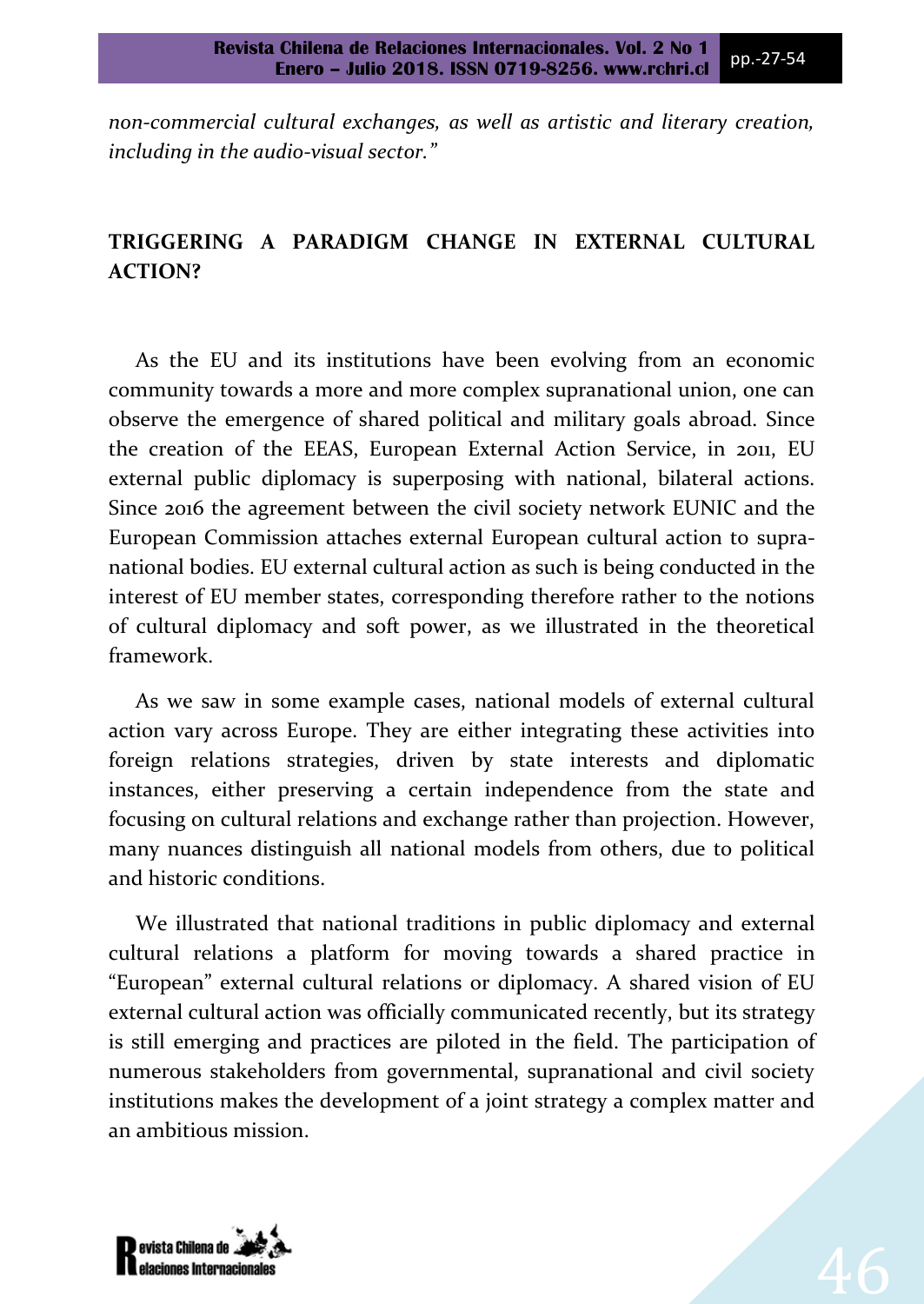*non-commercial cultural exchanges, as well as artistic and literary creation, including in the audio-visual sector."*

## TRIGGERING A PARADIGM CHANGE IN EXTERNAL CULTURAL ACTION?

As the EU and its institutions have been evolving from an economic community towards a more and more complex supranational union, one can observe the emergence of shared political and military goals abroad. Since the creation of the EEAS, European External Action Service, in 2011, EU external public diplomacy is superposing with national, bilateral actions. Since 2016 the agreement between the civil society network EUNIC and the European Commission attaches external European cultural action to supra-national bodies. EU external cultural action as such is being conducted in the interest of EU member states, corresponding therefore rather to the notions of cultural diplomacy and soft power, as we illustrated in the theoretical framework.

As we saw in some example cases, national models of external cultural action vary across Europe. They are either integrating these activities into foreign relations strategies, driven by state interests and diplomatic instances, either preserving a certain independence from the state and focusing on cultural relations and exchange rather than projection. However, many nuances distinguish all national models from others, due to political and historic conditions.

We illustrated that national traditions in public diplomacy and external cultural relations a platform for moving towards a shared practice in "European" external cultural relations or diplomacy. A shared vision of EU external cultural action was officially communicated recently, but its strategy is still emerging and practices are piloted in the field. The participation of numerous stakeholders from governmental, supranational and civil society institutions makes the development of a joint strategy a complex matter and an ambitious mission.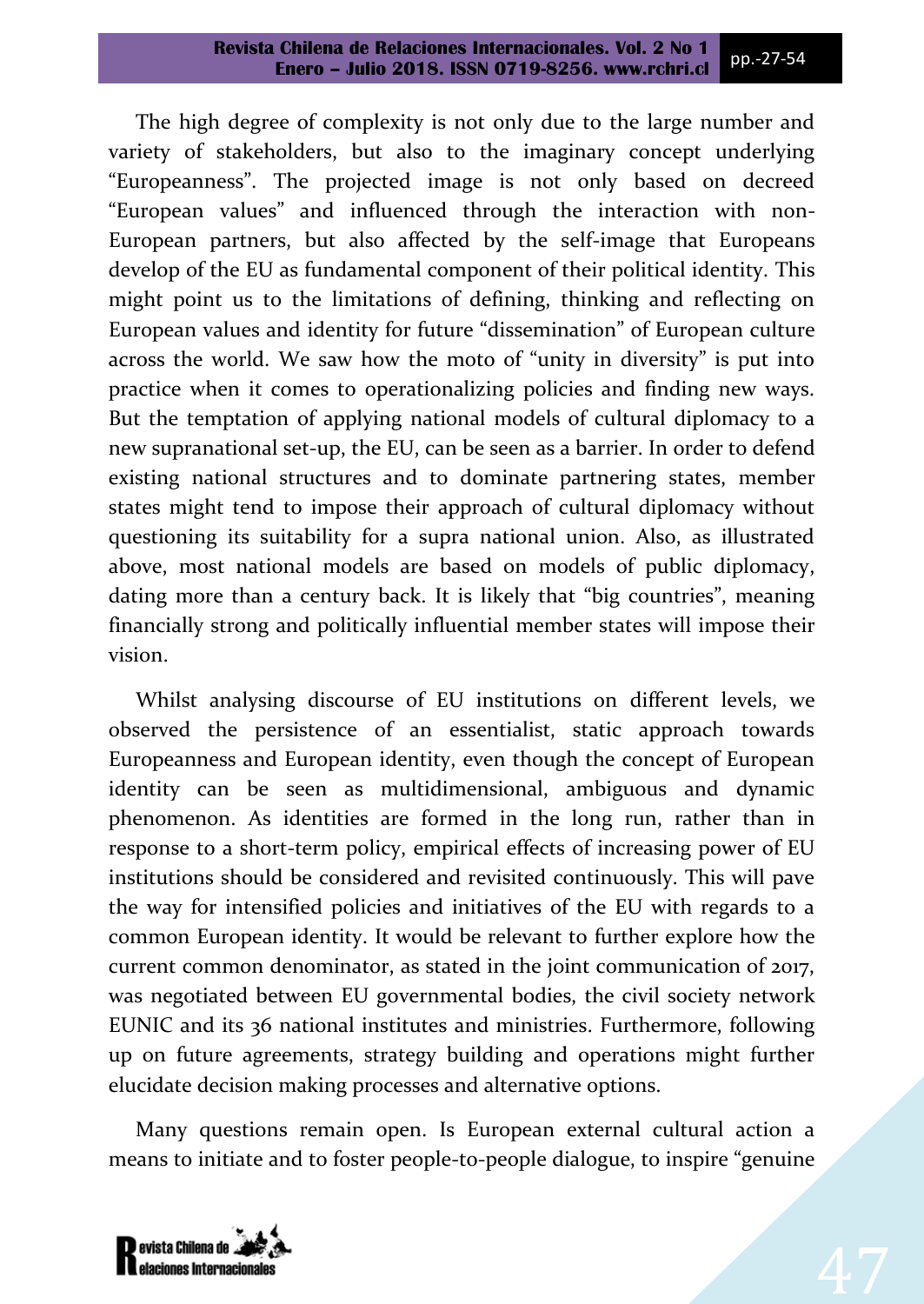The high degree of complexity is not only due to the large number and variety of stakeholders, but also to the imaginary concept underlying "Europeanness". The projected image is not only based on decreed "European values" and influenced through the interaction with non-European partners, but also affected by the self-image that Europeans develop of the EU as fundamental component of their political identity. This might point us to the limitations of defining, thinking and reflecting on European values and identity for future "dissemination" of European culture across the world. We saw how the moto of "unity in diversity" is put into practice when it comes to operationalizing policies and finding new ways. But the temptation of applying national models of cultural diplomacy to a new supranational set-up, the EU, can be seen as a barrier. In order to defend existing national structures and to dominate partnering states, member states might tend to impose their approach of cultural diplomacy without questioning its suitability for a supra national union. Also, as illustrated above, most national models are based on models of public diplomacy, dating more than a century back. It is likely that "big countries", meaning financially strong and politically influential member states will impose their vision.

Whilst analysing discourse of EU institutions on different levels, we observed the persistence of an essentialist, static approach towards Europeanness and European identity, even though the concept of European identity can be seen as multidimensional, ambiguous and dynamic phenomenon. As identities are formed in the long run, rather than in response to a short-term policy, empirical effects of increasing power of EU institutions should be considered and revisited continuously. This will pave the way for intensified policies and initiatives of the EU with regards to a common European identity. It would be relevant to further explore how the current common denominator, as stated in the joint communication of 2017, was negotiated between EU governmental bodies, the civil society network EUNIC and its 36 national institutes and ministries. Furthermore, following up on future agreements, strategy building and operations might further elucidate decision making processes and alternative options.

Many questions remain open. Is European external cultural action a means to initiate and to foster people-to-people dialogue, to inspire "genuine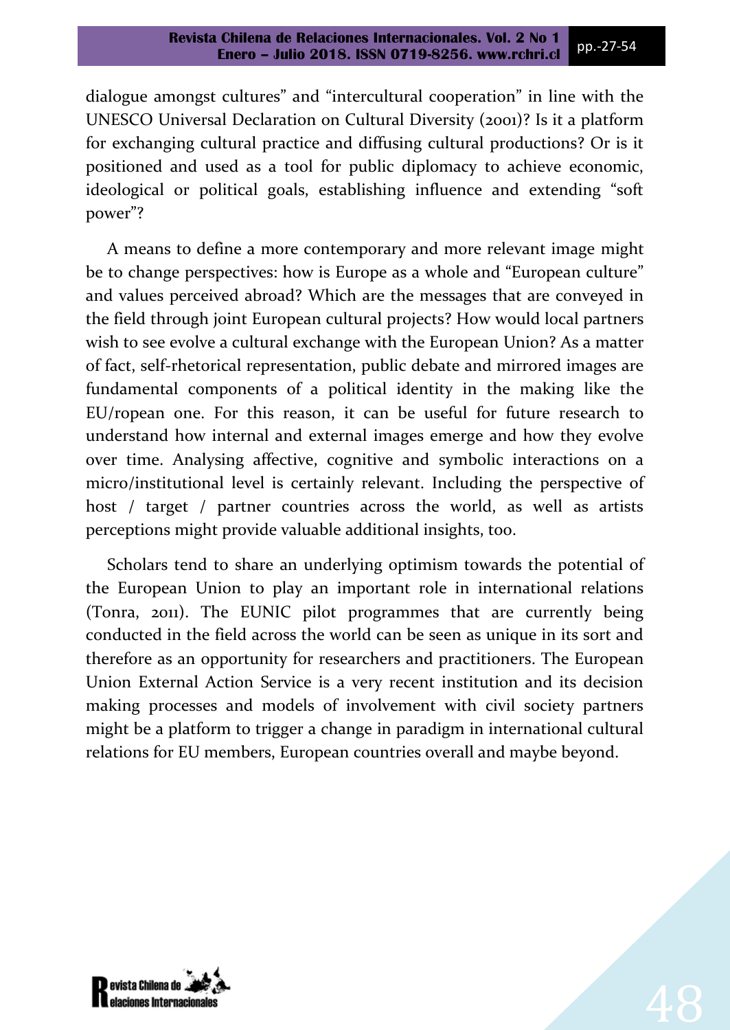dialogue amongst cultures" and "intercultural cooperation" in line with the UNESCO Universal Declaration on Cultural Diversity (2001)? Is it a platform for exchanging cultural practice and diffusing cultural productions? Or is it positioned and used as a tool for public diplomacy to achieve economic, ideological or political goals, establishing influence and extending "soft power"?

A means to define a more contemporary and more relevant image might be to change perspectives: how is Europe as a whole and "European culture" and values perceived abroad? Which are the messages that are conveyed in the field through joint European cultural projects? How would local partners wish to see evolve a cultural exchange with the European Union? As a matter of fact, self-rhetorical representation, public debate and mirrored images are fundamental components of a political identity in the making like the EU/ropean one. For this reason, it can be useful for future research to understand how internal and external images emerge and how they evolve over time. Analysing affective, cognitive and symbolic interactions on a micro/institutional level is certainly relevant. Including the perspective of host / target / partner countries across the world, as well as artists perceptions might provide valuable additional insights, too.

Scholars tend to share an underlying optimism towards the potential of the European Union to play an important role in international relations (Tonra, 2011). The EUNIC pilot programmes that are currently being conducted in the field across the world can be seen as unique in its sort and therefore as an opportunity for researchers and practitioners. The European Union External Action Service is a very recent institution and its decision making processes and models of involvement with civil society partners might be a platform to trigger a change in paradigm in international cultural relations for EU members, European countries overall and maybe beyond.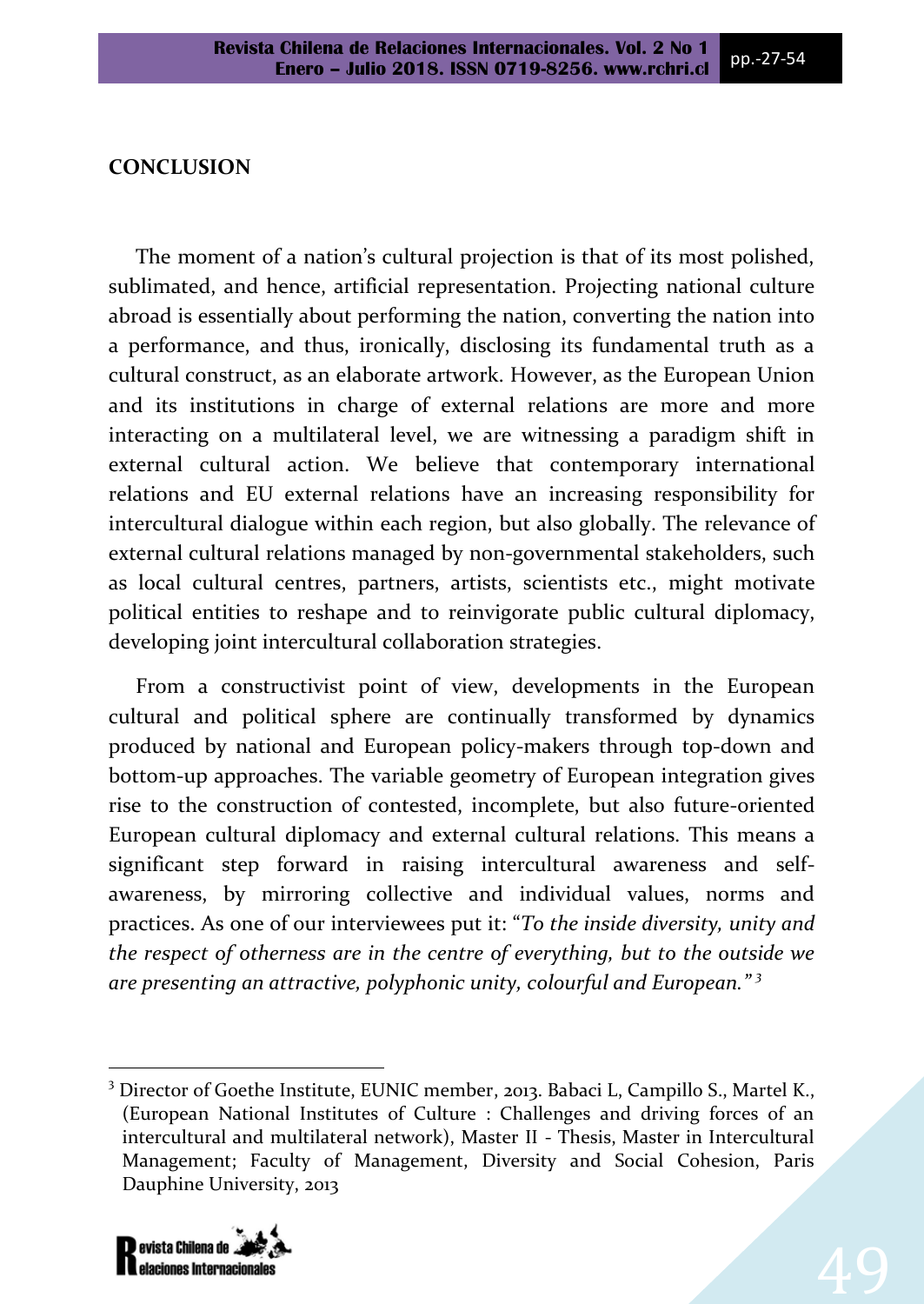## CONCLUSION

The moment of a nation's cultural projection is that of its most polished, sublimated, and hence, artificial representation. Projecting national culture abroad is essentially about performing the nation, converting the nation into a performance, and thus, ironically, disclosing its fundamental truth as a cultural construct, as an elaborate artwork. However, as the European Union and its institutions in charge of external relations are more and more interacting on a multilateral level, we are witnessing a paradigm shift in external cultural action. We believe that contemporary international relations and EU external relations have an increasing responsibility for intercultural dialogue within each region, but also globally. The relevance of external cultural relations managed by non-governmental stakeholders, such as local cultural centres, partners, artists, scientists etc., might motivate political entities to reshape and to reinvigorate public cultural diplomacy, developing joint intercultural collaboration strategies.

From a constructivist point of view, developments in the European cultural and political sphere are continually transformed by dynamics produced by national and European policy-makers through top-down and bottom-up approaches. The variable geometry of European integration gives rise to the construction of contested, incomplete, but also future-oriented European cultural diplomacy and external cultural relations. This means a significant step forward in raising intercultural awareness and self-awareness, by mirroring collective and individual values, norms and practices. As one of our interviewees put it: "*To the inside diversity, unity and the respect of otherness are in the centre of everything, but to the outside we are presenting an attractive, polyphonic unity, colourful and European.*"[3]

[3] Director of Goethe Institute, EUNIC member, 2013. Babaci L, Campillo S., Martel K., (European National Institutes of Culture : Challenges and driving forces of an intercultural and multilateral network), Master II - Thesis, Master in Intercultural Management; Faculty of Management, Diversity and Social Cohesion, Paris Dauphine University, 2013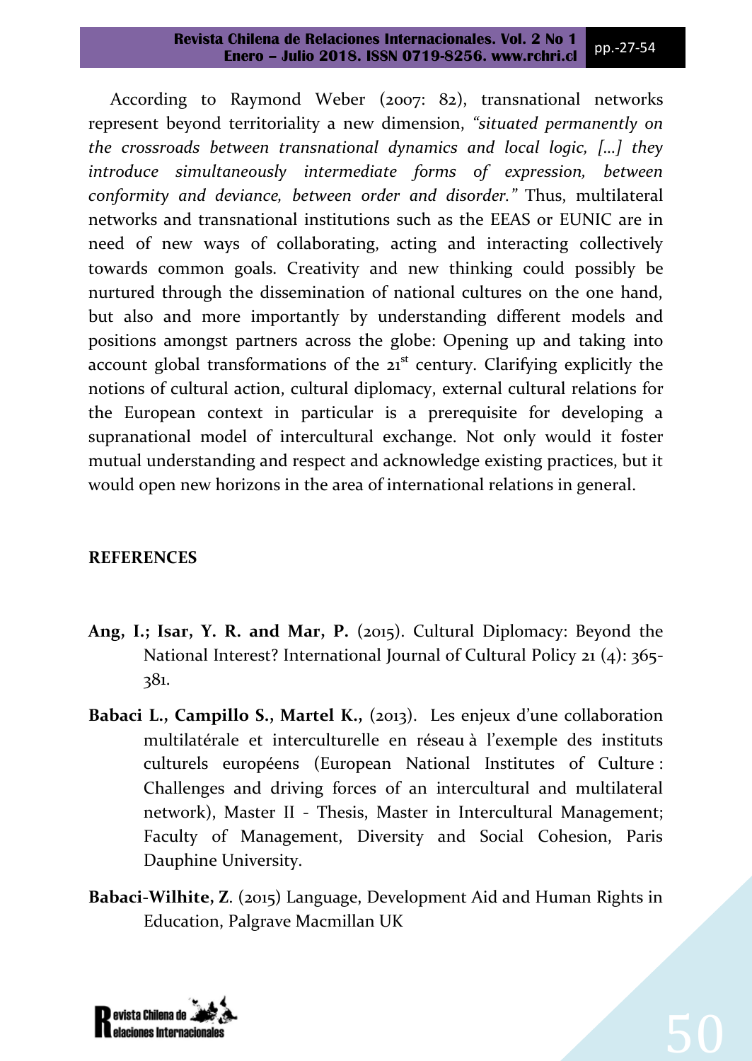According to Raymond Weber (2007: 82), transnational networks represent beyond territoriality a new dimension, *"situated permanently on the crossroads between transnational dynamics and local logic, [...] they introduce simultaneously intermediate forms of expression, between conformity and deviance, between order and disorder."* Thus, multilateral networks and transnational institutions such as the EEAS or EUNIC are in need of new ways of collaborating, acting and interacting collectively towards common goals. Creativity and new thinking could possibly be nurtured through the dissemination of national cultures on the one hand, but also and more importantly by understanding different models and positions amongst partners across the globe: Opening up and taking into account global transformations of the 21st century. Clarifying explicitly the notions of cultural action, cultural diplomacy, external cultural relations for the European context in particular is a prerequisite for developing a supranational model of intercultural exchange. Not only would it foster mutual understanding and respect and acknowledge existing practices, but it would open new horizons in the area of international relations in general.

## REFERENCES

**Ang, I.; Isar, Y. R. and Mar, P.** (2015). Cultural Diplomacy: Beyond the National Interest? International Journal of Cultural Policy 21 (4): 365-381.

**Babaci L., Campillo S., Martel K.,** (2013). Les enjeux d'une collaboration multilatérale et interculturelle en réseau à l'exemple des instituts culturels européens (European National Institutes of Culture : Challenges and driving forces of an intercultural and multilateral network), Master II - Thesis, Master in Intercultural Management; Faculty of Management, Diversity and Social Cohesion, Paris Dauphine University.

**Babaci-Wilhite, Z**. (2015) Language, Development Aid and Human Rights in Education, Palgrave Macmillan UK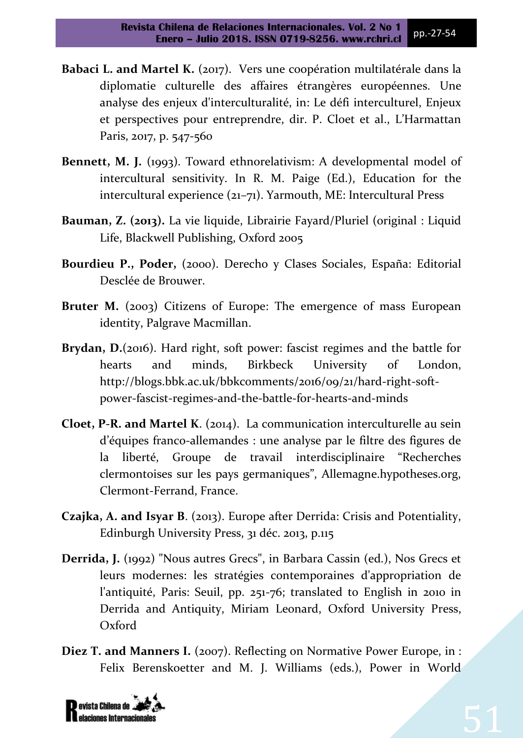**Babaci L. and Martel K.** (2017). Vers une coopération multilatérale dans la diplomatie culturelle des affaires étrangères européennes. Une analyse des enjeux d'interculturalité, in: Le défi interculturel, Enjeux et perspectives pour entreprendre, dir. P. Cloet et al., L'Harmattan Paris, 2017, p. 547-560

**Bennett, M. J.** (1993). Toward ethnorelativism: A developmental model of intercultural sensitivity. In R. M. Paige (Ed.), Education for the intercultural experience (21–71). Yarmouth, ME: Intercultural Press

**Bauman, Z. (2013).** La vie liquide, Librairie Fayard/Pluriel (original : Liquid Life, Blackwell Publishing, Oxford 2005

**Bourdieu P., Poder,** (2000). Derecho y Clases Sociales, España: Editorial Desclée de Brouwer.

**Bruter M.** (2003) Citizens of Europe: The emergence of mass European identity, Palgrave Macmillan.

**Brydan, D.**(2016). Hard right, soft power: fascist regimes and the battle for hearts and minds, Birkbeck University of London, http://blogs.bbk.ac.uk/bbkcomments/2016/09/21/hard-right-soft-power-fascist-regimes-and-the-battle-for-hearts-and-minds

**Cloet, P-R. and Martel K**. (2014). La communication interculturelle au sein d'équipes franco-allemandes : une analyse par le filtre des figures de la liberté, Groupe de travail interdisciplinaire "Recherches clermontoises sur les pays germaniques", Allemagne.hypotheses.org, Clermont-Ferrand, France.

**Czajka, A. and Isyar B**. (2013). Europe after Derrida: Crisis and Potentiality, Edinburgh University Press, 31 déc. 2013, p.115

**Derrida, J.** (1992) "Nous autres Grecs", in Barbara Cassin (ed.), Nos Grecs et leurs modernes: les stratégies contemporaines d'appropriation de l'antiquité, Paris: Seuil, pp. 251-76; translated to English in 2010 in Derrida and Antiquity, Miriam Leonard, Oxford University Press, Oxford

**Diez T. and Manners I.** (2007). Reflecting on Normative Power Europe, in : Felix Berenskoetter and M. J. Williams (eds.), Power in World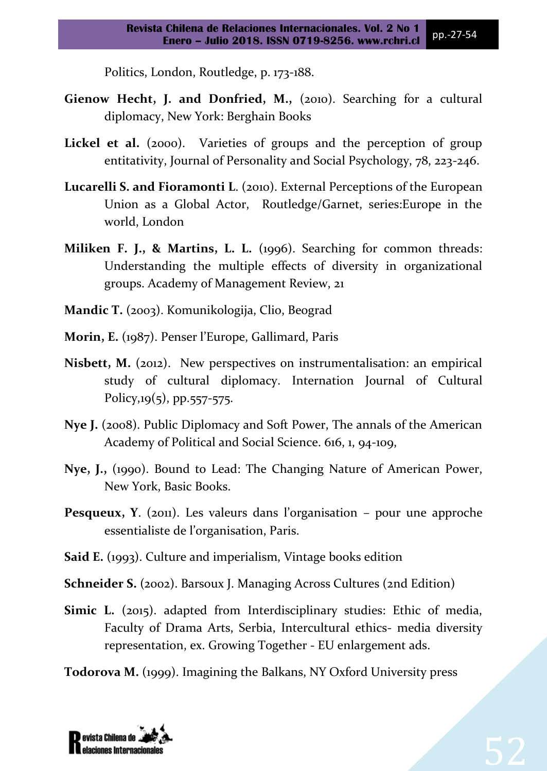Politics, London, Routledge, p. 173-188.

**Gienow Hecht, J. and Donfried, M.,** (2010). Searching for a cultural diplomacy, New York: Berghain Books

**Lickel et al.** (2000). Varieties of groups and the perception of group entitativity, Journal of Personality and Social Psychology, 78, 223-246.

**Lucarelli S. and Fioramonti L**. (2010). External Perceptions of the European Union as a Global Actor, Routledge/Garnet, series:Europe in the world, London

**Miliken F. J., & Martins, L. L.** (1996). Searching for common threads: Understanding the multiple effects of diversity in organizational groups. Academy of Management Review, 21

**Mandic T.** (2003). Komunikologija, Clio, Beograd

**Morin, E.** (1987). Penser l'Europe, Gallimard, Paris

**Nisbett, M.** (2012). New perspectives on instrumentalisation: an empirical study of cultural diplomacy. Internation Journal of Cultural Policy,19(5), pp.557-575.

**Nye J.** (2008). Public Diplomacy and Soft Power, The annals of the American Academy of Political and Social Science. 616, 1, 94-109,

**Nye, J.,** (1990). Bound to Lead: The Changing Nature of American Power, New York, Basic Books.

**Pesqueux, Y**. (2011). Les valeurs dans l'organisation – pour une approche essentialiste de l'organisation, Paris.

**Said E.** (1993). Culture and imperialism, Vintage books edition

**Schneider S.** (2002). Barsoux J. Managing Across Cultures (2nd Edition)

**Simic L.** (2015). adapted from Interdisciplinary studies: Ethic of media, Faculty of Drama Arts, Serbia, Intercultural ethics- media diversity representation, ex. Growing Together - EU enlargement ads.

**Todorova M.** (1999). Imagining the Balkans, NY Oxford University press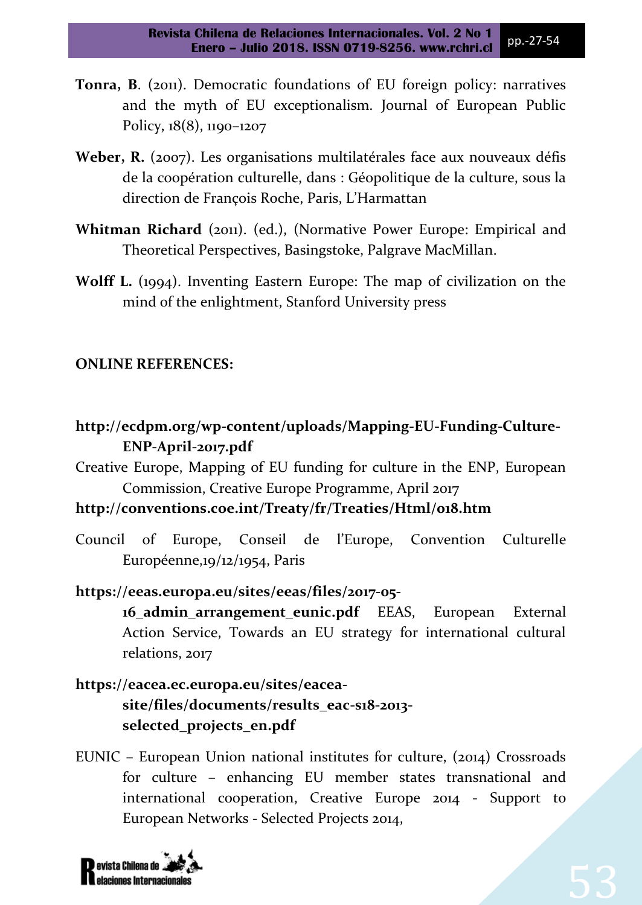**Tonra, B**. (2011). Democratic foundations of EU foreign policy: narratives and the myth of EU exceptionalism. Journal of European Public Policy, 18(8), 1190–1207

**Weber, R.** (2007). Les organisations multilatérales face aux nouveaux défis de la coopération culturelle, dans : Géopolitique de la culture, sous la direction de François Roche, Paris, L'Harmattan

**Whitman Richard** (2011). (ed.), (Normative Power Europe: Empirical and Theoretical Perspectives, Basingstoke, Palgrave MacMillan.

**Wolff L.** (1994). Inventing Eastern Europe: The map of civilization on the mind of the enlightment, Stanford University press

**ONLINE REFERENCES:**

**http://ecdpm.org/wp-content/uploads/Mapping-EU-Funding-Culture-ENP-April-2017.pdf**

Creative Europe, Mapping of EU funding for culture in the ENP, European Commission, Creative Europe Programme, April 2017

**http://conventions.coe.int/Treaty/fr/Treaties/Html/018.htm**

Council of Europe, Conseil de l'Europe, Convention Culturelle Européenne,19/12/1954, Paris

**https://eeas.europa.eu/sites/eeas/files/2017-05-16_admin_arrangement_eunic.pdf** EEAS, European External Action Service, Towards an EU strategy for international cultural relations, 2017

**https://eacea.ec.europa.eu/sites/eacea-site/files/documents/results_eac-s18-2013-selected_projects_en.pdf**

EUNIC – European Union national institutes for culture, (2014) Crossroads for culture – enhancing EU member states transnational and international cooperation, Creative Europe 2014 - Support to European Networks - Selected Projects 2014,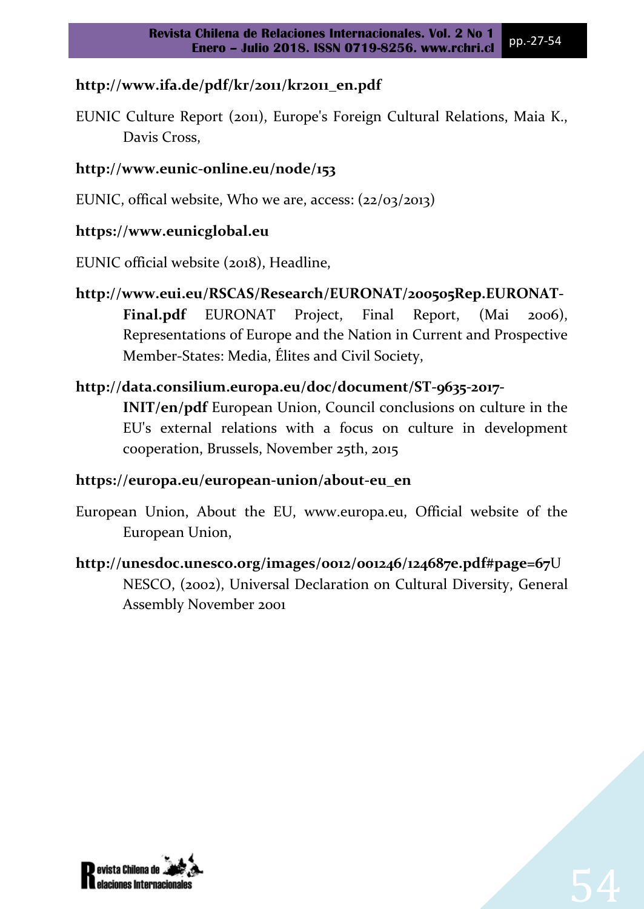**http://www.ifa.de/pdf/kr/2011/kr2011_en.pdf**

EUNIC Culture Report (2011), Europe's Foreign Cultural Relations, Maia K., Davis Cross,

**http://www.eunic-online.eu/node/153**

EUNIC, offical website, Who we are, access: (22/03/2013)

**https://www.eunicglobal.eu**

EUNIC official website (2018), Headline,

**http://www.eui.eu/RSCAS/Research/EURONAT/200505Rep.EURONAT-Final.pdf** EURONAT Project, Final Report, (Mai 2006), Representations of Europe and the Nation in Current and Prospective Member-States: Media, Élites and Civil Society,

**http://data.consilium.europa.eu/doc/document/ST-9635-2017-INIT/en/pdf** European Union, Council conclusions on culture in the EU's external relations with a focus on culture in development cooperation, Brussels, November 25th, 2015

**https://europa.eu/european-union/about-eu_en**

European Union, About the EU, www.europa.eu, Official website of the European Union,

**http://unesdoc.unesco.org/images/0012/001246/124687e.pdf#page=67**UNESCO, (2002), Universal Declaration on Cultural Diversity, General Assembly November 2001